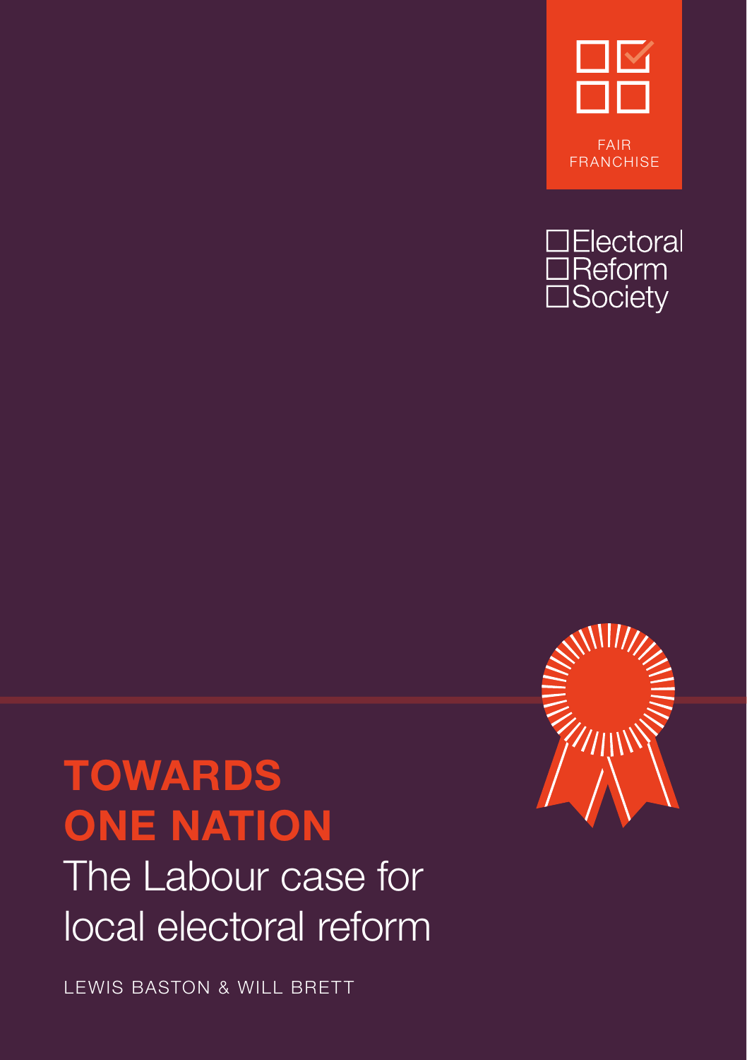FAIR FRANCHISE

Electoral Reform Society

# TOWARDS ONE NATION

## The Labour case for local electoral reform

LEWIS BASTON & WILL BRETT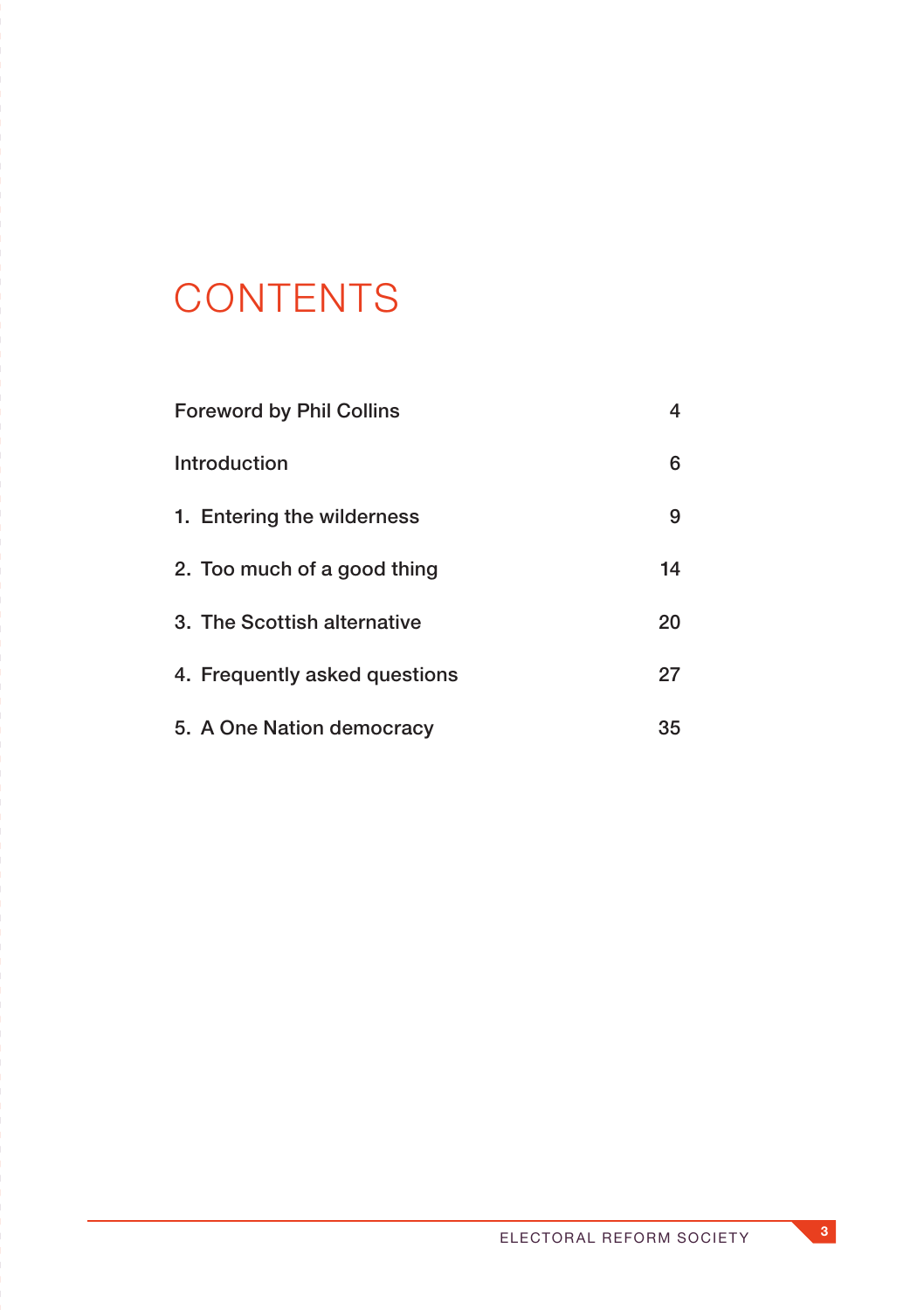# CONTENTS

| | |
|---|---|
| Foreword by Phil Collins | 4 |
| Introduction | 6 |
| 1. Entering the wilderness | 9 |
| 2. Too much of a good thing | 14 |
| 3. The Scottish alternative | 20 |
| 4. Frequently asked questions | 27 |
| 5. A One Nation democracy | 35 |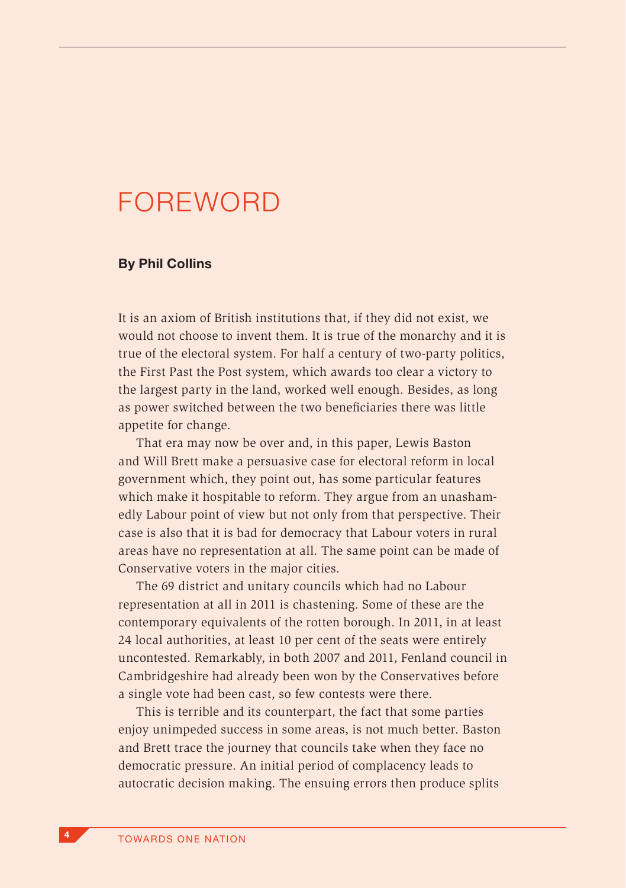# FOREWORD

**By Phil Collins**

It is an axiom of British institutions that, if they did not exist, we would not choose to invent them. It is true of the monarchy and it is true of the electoral system. For half a century of two-party politics, the First Past the Post system, which awards too clear a victory to the largest party in the land, worked well enough. Besides, as long as power switched between the two beneficiaries there was little appetite for change.

That era may now be over and, in this paper, Lewis Baston and Will Brett make a persuasive case for electoral reform in local government which, they point out, has some particular features which make it hospitable to reform. They argue from an unashamedly Labour point of view but not only from that perspective. Their case is also that it is bad for democracy that Labour voters in rural areas have no representation at all. The same point can be made of Conservative voters in the major cities.

The 69 district and unitary councils which had no Labour representation at all in 2011 is chastening. Some of these are the contemporary equivalents of the rotten borough. In 2011, in at least 24 local authorities, at least 10 per cent of the seats were entirely uncontested. Remarkably, in both 2007 and 2011, Fenland council in Cambridgeshire had already been won by the Conservatives before a single vote had been cast, so few contests were there.

This is terrible and its counterpart, the fact that some parties enjoy unimpeded success in some areas, is not much better. Baston and Brett trace the journey that councils take when they face no democratic pressure. An initial period of complacency leads to autocratic decision making. The ensuing errors then produce splits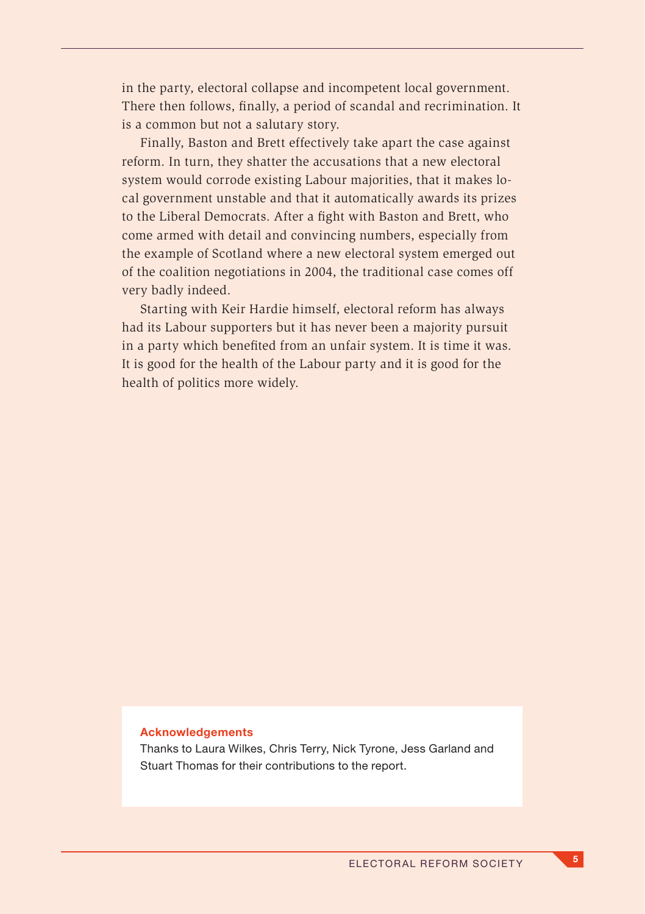in the party, electoral collapse and incompetent local government. There then follows, finally, a period of scandal and recrimination. It is a common but not a salutary story.

Finally, Baston and Brett effectively take apart the case against reform. In turn, they shatter the accusations that a new electoral system would corrode existing Labour majorities, that it makes local government unstable and that it automatically awards its prizes to the Liberal Democrats. After a fight with Baston and Brett, who come armed with detail and convincing numbers, especially from the example of Scotland where a new electoral system emerged out of the coalition negotiations in 2004, the traditional case comes off very badly indeed.

Starting with Keir Hardie himself, electoral reform has always had its Labour supporters but it has never been a majority pursuit in a party which benefited from an unfair system. It is time it was. It is good for the health of the Labour party and it is good for the health of politics more widely.

**Acknowledgements**

Thanks to Laura Wilkes, Chris Terry, Nick Tyrone, Jess Garland and Stuart Thomas for their contributions to the report.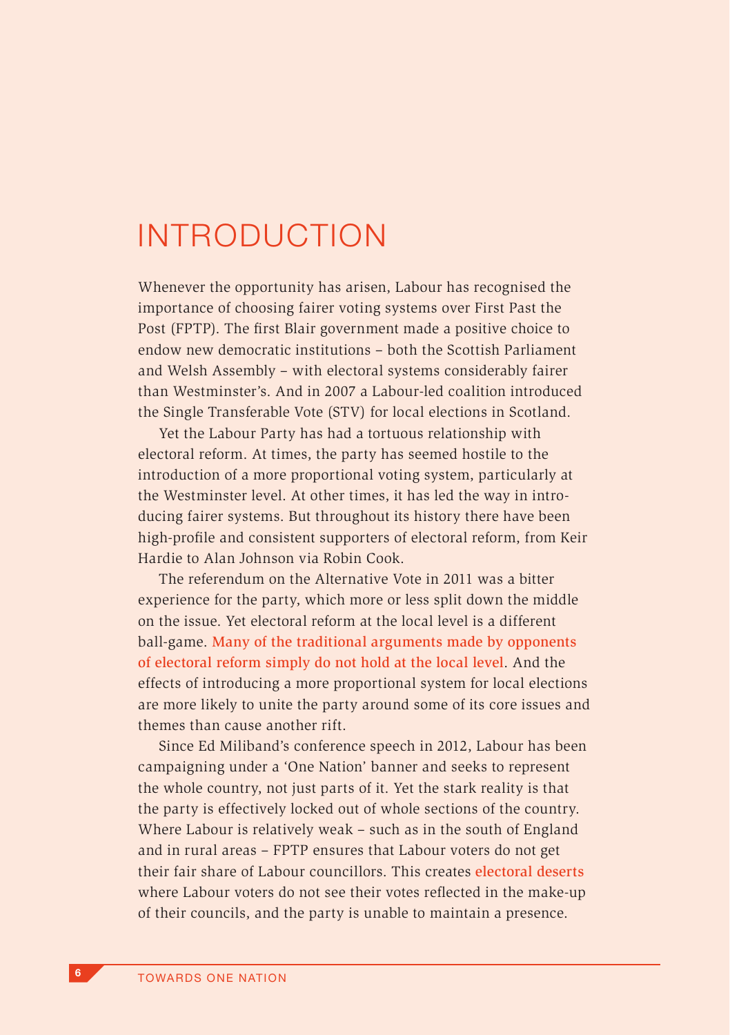# INTRODUCTION

Whenever the opportunity has arisen, Labour has recognised the importance of choosing fairer voting systems over First Past the Post (FPTP). The first Blair government made a positive choice to endow new democratic institutions – both the Scottish Parliament and Welsh Assembly – with electoral systems considerably fairer than Westminster's. And in 2007 a Labour-led coalition introduced the Single Transferable Vote (STV) for local elections in Scotland.

Yet the Labour Party has had a tortuous relationship with electoral reform. At times, the party has seemed hostile to the introduction of a more proportional voting system, particularly at the Westminster level. At other times, it has led the way in introducing fairer systems. But throughout its history there have been high-profile and consistent supporters of electoral reform, from Keir Hardie to Alan Johnson via Robin Cook.

The referendum on the Alternative Vote in 2011 was a bitter experience for the party, which more or less split down the middle on the issue. Yet electoral reform at the local level is a different ball-game. Many of the traditional arguments made by opponents of electoral reform simply do not hold at the local level. And the effects of introducing a more proportional system for local elections are more likely to unite the party around some of its core issues and themes than cause another rift.

Since Ed Miliband's conference speech in 2012, Labour has been campaigning under a 'One Nation' banner and seeks to represent the whole country, not just parts of it. Yet the stark reality is that the party is effectively locked out of whole sections of the country. Where Labour is relatively weak – such as in the south of England and in rural areas – FPTP ensures that Labour voters do not get their fair share of Labour councillors. This creates electoral deserts where Labour voters do not see their votes reflected in the make-up of their councils, and the party is unable to maintain a presence.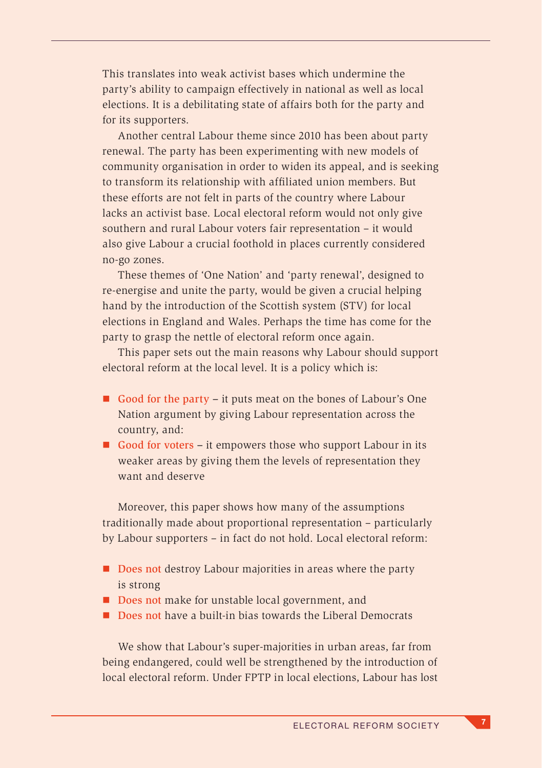This translates into weak activist bases which undermine the party's ability to campaign effectively in national as well as local elections. It is a debilitating state of affairs both for the party and for its supporters.

Another central Labour theme since 2010 has been about party renewal. The party has been experimenting with new models of community organisation in order to widen its appeal, and is seeking to transform its relationship with affiliated union members. But these efforts are not felt in parts of the country where Labour lacks an activist base. Local electoral reform would not only give southern and rural Labour voters fair representation – it would also give Labour a crucial foothold in places currently considered no-go zones.

These themes of 'One Nation' and 'party renewal', designed to re-energise and unite the party, would be given a crucial helping hand by the introduction of the Scottish system (STV) for local elections in England and Wales. Perhaps the time has come for the party to grasp the nettle of electoral reform once again.

This paper sets out the main reasons why Labour should support electoral reform at the local level. It is a policy which is:

- Good for the party – it puts meat on the bones of Labour's One Nation argument by giving Labour representation across the country, and:
- Good for voters – it empowers those who support Labour in its weaker areas by giving them the levels of representation they want and deserve

Moreover, this paper shows how many of the assumptions traditionally made about proportional representation – particularly by Labour supporters – in fact do not hold. Local electoral reform:

- Does not destroy Labour majorities in areas where the party is strong
- Does not make for unstable local government, and
- Does not have a built-in bias towards the Liberal Democrats

We show that Labour's super-majorities in urban areas, far from being endangered, could well be strengthened by the introduction of local electoral reform. Under FPTP in local elections, Labour has lost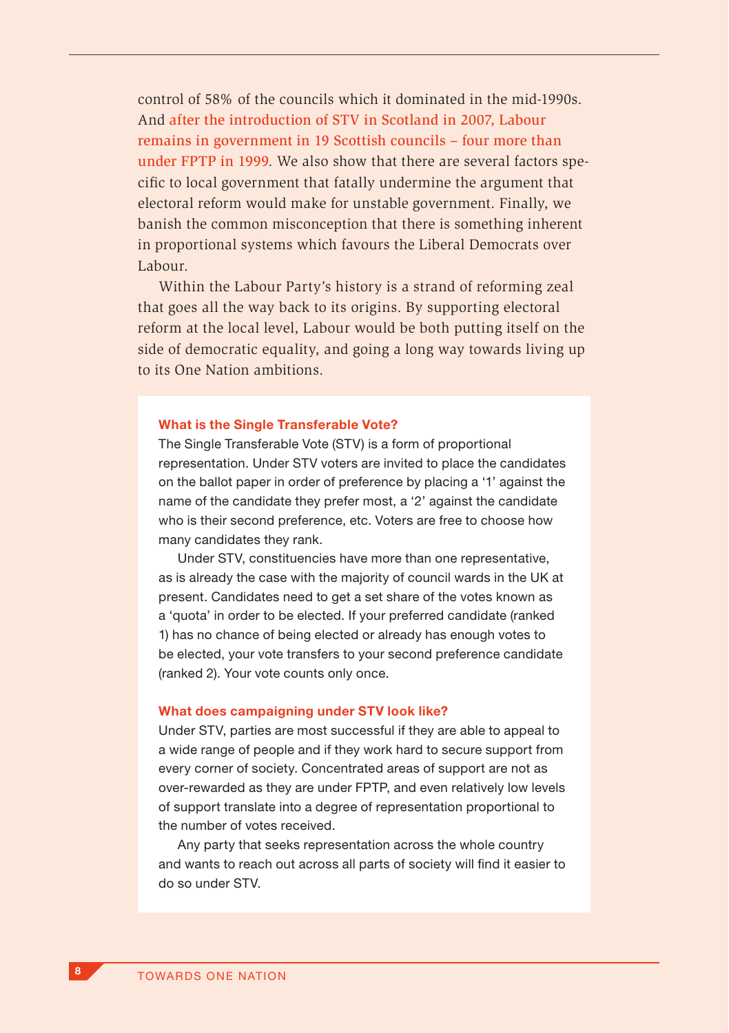control of 58% of the councils which it dominated in the mid-1990s. And after the introduction of STV in Scotland in 2007, Labour remains in government in 19 Scottish councils – four more than under FPTP in 1999. We also show that there are several factors specific to local government that fatally undermine the argument that electoral reform would make for unstable government. Finally, we banish the common misconception that there is something inherent in proportional systems which favours the Liberal Democrats over Labour.

Within the Labour Party's history is a strand of reforming zeal that goes all the way back to its origins. By supporting electoral reform at the local level, Labour would be both putting itself on the side of democratic equality, and going a long way towards living up to its One Nation ambitions.

**What is the Single Transferable Vote?**

The Single Transferable Vote (STV) is a form of proportional representation. Under STV voters are invited to place the candidates on the ballot paper in order of preference by placing a '1' against the name of the candidate they prefer most, a '2' against the candidate who is their second preference, etc. Voters are free to choose how many candidates they rank.

Under STV, constituencies have more than one representative, as is already the case with the majority of council wards in the UK at present. Candidates need to get a set share of the votes known as a 'quota' in order to be elected. If your preferred candidate (ranked 1) has no chance of being elected or already has enough votes to be elected, your vote transfers to your second preference candidate (ranked 2). Your vote counts only once.

**What does campaigning under STV look like?**

Under STV, parties are most successful if they are able to appeal to a wide range of people and if they work hard to secure support from every corner of society. Concentrated areas of support are not as over-rewarded as they are under FPTP, and even relatively low levels of support translate into a degree of representation proportional to the number of votes received.

Any party that seeks representation across the whole country and wants to reach out across all parts of society will find it easier to do so under STV.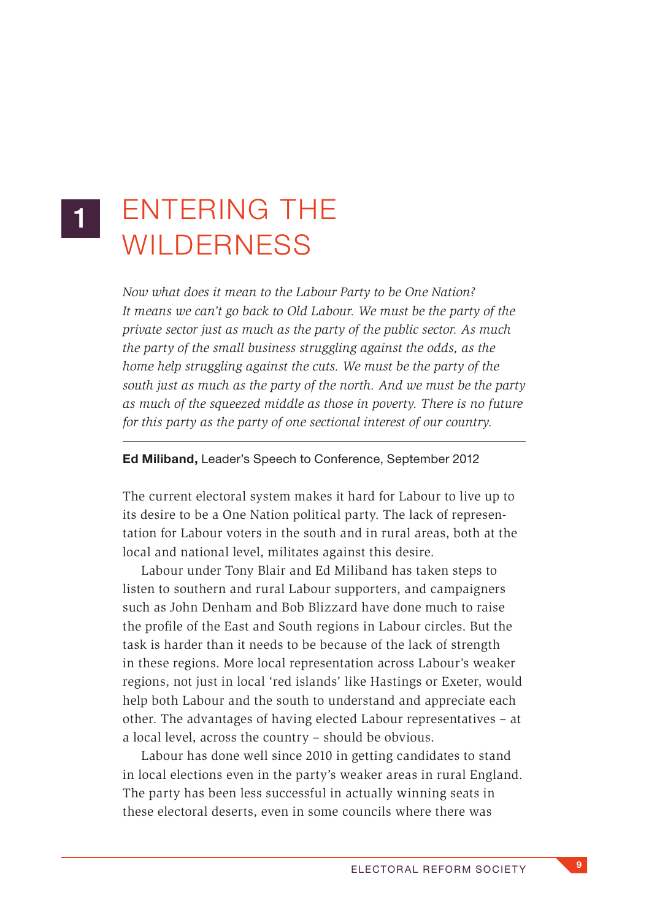# 1 ENTERING THE WILDERNESS

*Now what does it mean to the Labour Party to be One Nation? It means we can't go back to Old Labour. We must be the party of the private sector just as much as the party of the public sector. As much the party of the small business struggling against the odds, as the home help struggling against the cuts. We must be the party of the south just as much as the party of the north. And we must be the party as much of the squeezed middle as those in poverty. There is no future for this party as the party of one sectional interest of our country.*

---

**Ed Miliband,** Leader's Speech to Conference, September 2012

The current electoral system makes it hard for Labour to live up to its desire to be a One Nation political party. The lack of representation for Labour voters in the south and in rural areas, both at the local and national level, militates against this desire.

Labour under Tony Blair and Ed Miliband has taken steps to listen to southern and rural Labour supporters, and campaigners such as John Denham and Bob Blizzard have done much to raise the profile of the East and South regions in Labour circles. But the task is harder than it needs to be because of the lack of strength in these regions. More local representation across Labour's weaker regions, not just in local 'red islands' like Hastings or Exeter, would help both Labour and the south to understand and appreciate each other. The advantages of having elected Labour representatives – at a local level, across the country – should be obvious.

Labour has done well since 2010 in getting candidates to stand in local elections even in the party's weaker areas in rural England. The party has been less successful in actually winning seats in these electoral deserts, even in some councils where there was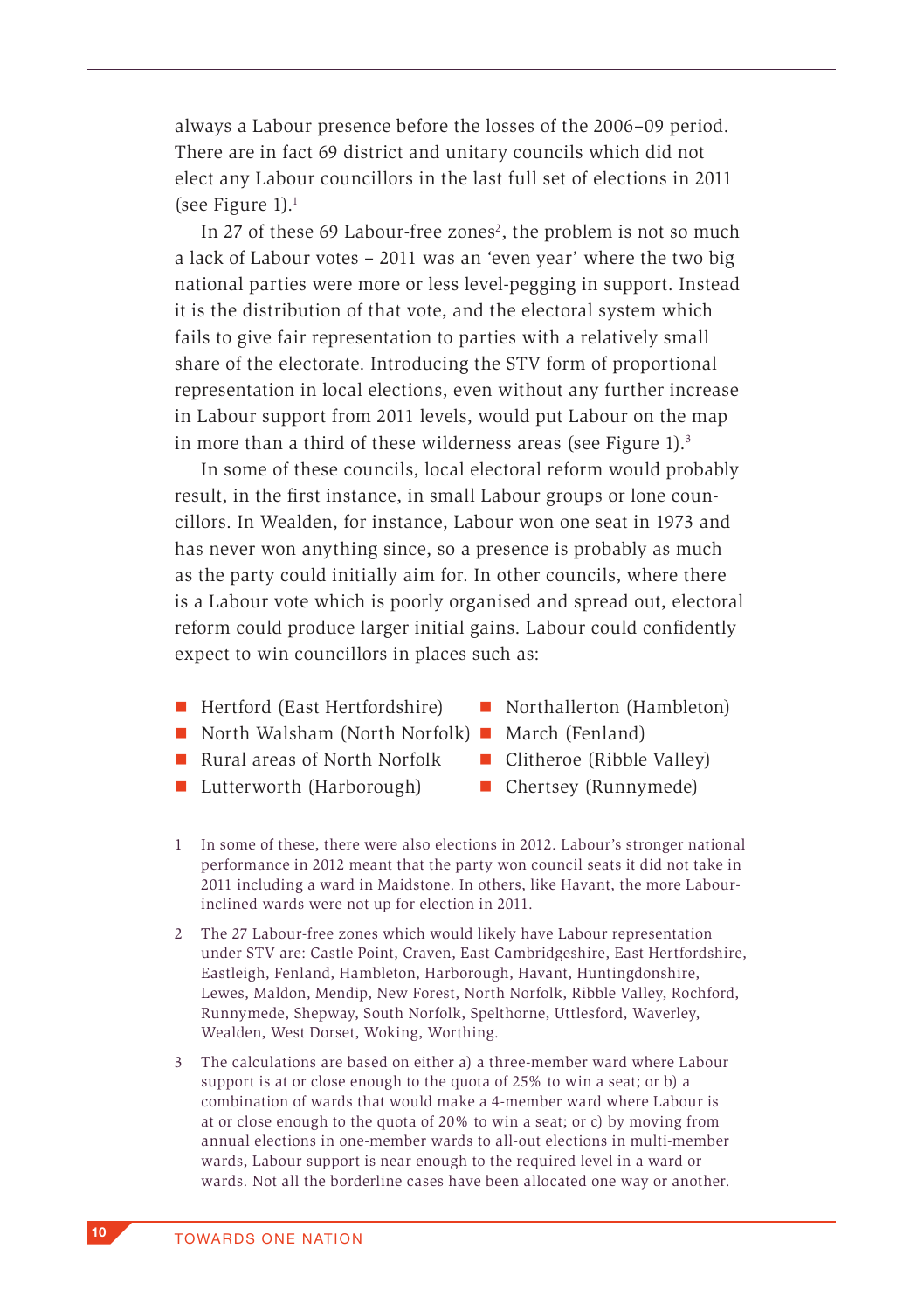always a Labour presence before the losses of the 2006–09 period. There are in fact 69 district and unitary councils which did not elect any Labour councillors in the last full set of elections in 2011 (see Figure 1).[1]

In 27 of these 69 Labour-free zones[2], the problem is not so much a lack of Labour votes – 2011 was an 'even year' where the two big national parties were more or less level-pegging in support. Instead it is the distribution of that vote, and the electoral system which fails to give fair representation to parties with a relatively small share of the electorate. Introducing the STV form of proportional representation in local elections, even without any further increase in Labour support from 2011 levels, would put Labour on the map in more than a third of these wilderness areas (see Figure 1).[3]

In some of these councils, local electoral reform would probably result, in the first instance, in small Labour groups or lone councillors. In Wealden, for instance, Labour won one seat in 1973 and has never won anything since, so a presence is probably as much as the party could initially aim for. In other councils, where there is a Labour vote which is poorly organised and spread out, electoral reform could produce larger initial gains. Labour could confidently expect to win councillors in places such as:

- Hertford (East Hertfordshire)
- North Walsham (North Norfolk)
- Rural areas of North Norfolk
- Lutterworth (Harborough)
- Northallerton (Hambleton)
- March (Fenland)
- Clitheroe (Ribble Valley)
- Chertsey (Runnymede)

1 In some of these, there were also elections in 2012. Labour's stronger national performance in 2012 meant that the party won council seats it did not take in 2011 including a ward in Maidstone. In others, like Havant, the more Labour-inclined wards were not up for election in 2011.

2 The 27 Labour-free zones which would likely have Labour representation under STV are: Castle Point, Craven, East Cambridgeshire, East Hertfordshire, Eastleigh, Fenland, Hambleton, Harborough, Havant, Huntingdonshire, Lewes, Maldon, Mendip, New Forest, North Norfolk, Ribble Valley, Rochford, Runnymede, Shepway, South Norfolk, Spelthorne, Uttlesford, Waverley, Wealden, West Dorset, Woking, Worthing.

3 The calculations are based on either a) a three-member ward where Labour support is at or close enough to the quota of 25% to win a seat; or b) a combination of wards that would make a 4-member ward where Labour is at or close enough to the quota of 20% to win a seat; or c) by moving from annual elections in one-member wards to all-out elections in multi-member wards, Labour support is near enough to the required level in a ward or wards. Not all the borderline cases have been allocated one way or another.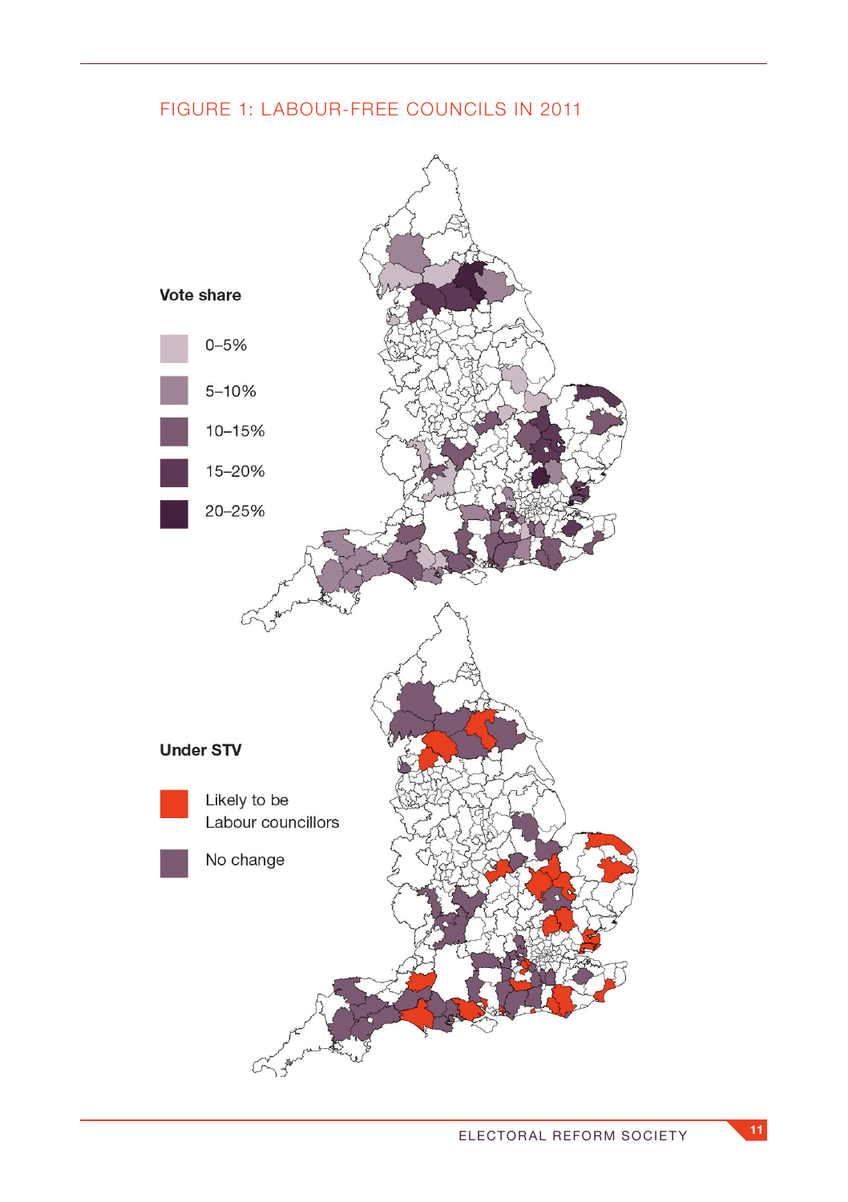FIGURE 1: LABOUR-FREE COUNCILS IN 2011

Vote share

0–5%

5–10%

10–15%

15–20%

20–25%

Under STV

Likely to be Labour councillors

No change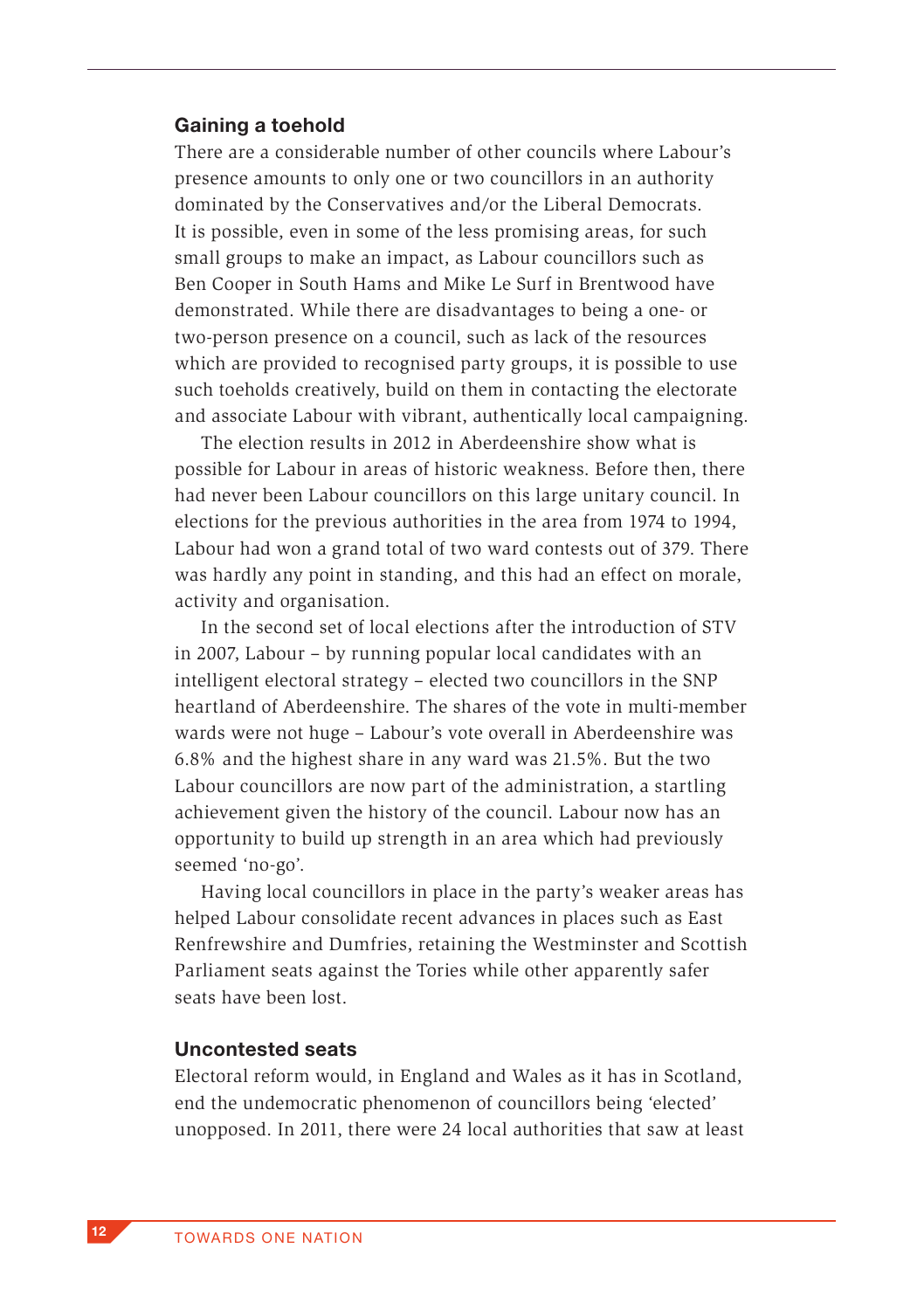### Gaining a toehold

There a considerable number of other councils where Labour's presence amounts to only one or two councillors in an authority dominated by the Conservatives and/or the Liberal Democrats. It is possible, even in some of the less promising areas, for such small groups to make an impact, as Labour councillors such as Ben Cooper in South Hams and Mike Le Surf in Brentwood have demonstrated. While there are disadvantages to being a one- or two-person presence on a council, such as lack of the resources which are provided to recognised party groups, it is possible to use such toeholds creatively, build on them in contacting the electorate and associate Labour with vibrant, authentically local campaigning.

The election results in 2012 in Aberdeenshire show what is possible for Labour in areas of historic weakness. Before then, there had never been Labour councillors on this large unitary council. In elections for the previous authorities in the area from 1974 to 1994, Labour had won a grand total of two ward contests out of 379. There was hardly any point in standing, and this had an effect on morale, activity and organisation.

In the second set of local elections after the introduction of STV in 2007, Labour – by running popular local candidates with an intelligent electoral strategy – elected two councillors in the SNP heartland of Aberdeenshire. The shares of the vote in multi-member wards were not huge – Labour's vote overall in Aberdeenshire was 6.8% and the highest share in any ward was 21.5%. But the two Labour councillors are now part of the administration, a startling achievement given the history of the council. Labour now has an opportunity to build up strength in an area which had previously seemed 'no-go'.

Having local councillors in place in the party's weaker areas has helped Labour consolidate recent advances in places such as East Renfrewshire and Dumfries, retaining the Westminster and Scottish Parliament seats against the Tories while other apparently safer seats have been lost.

### Uncontested seats

Electoral reform would, in England and Wales as it has in Scotland, end the undemocratic phenomenon of councillors being 'elected' unopposed. In 2011, there were 24 local authorities that saw at least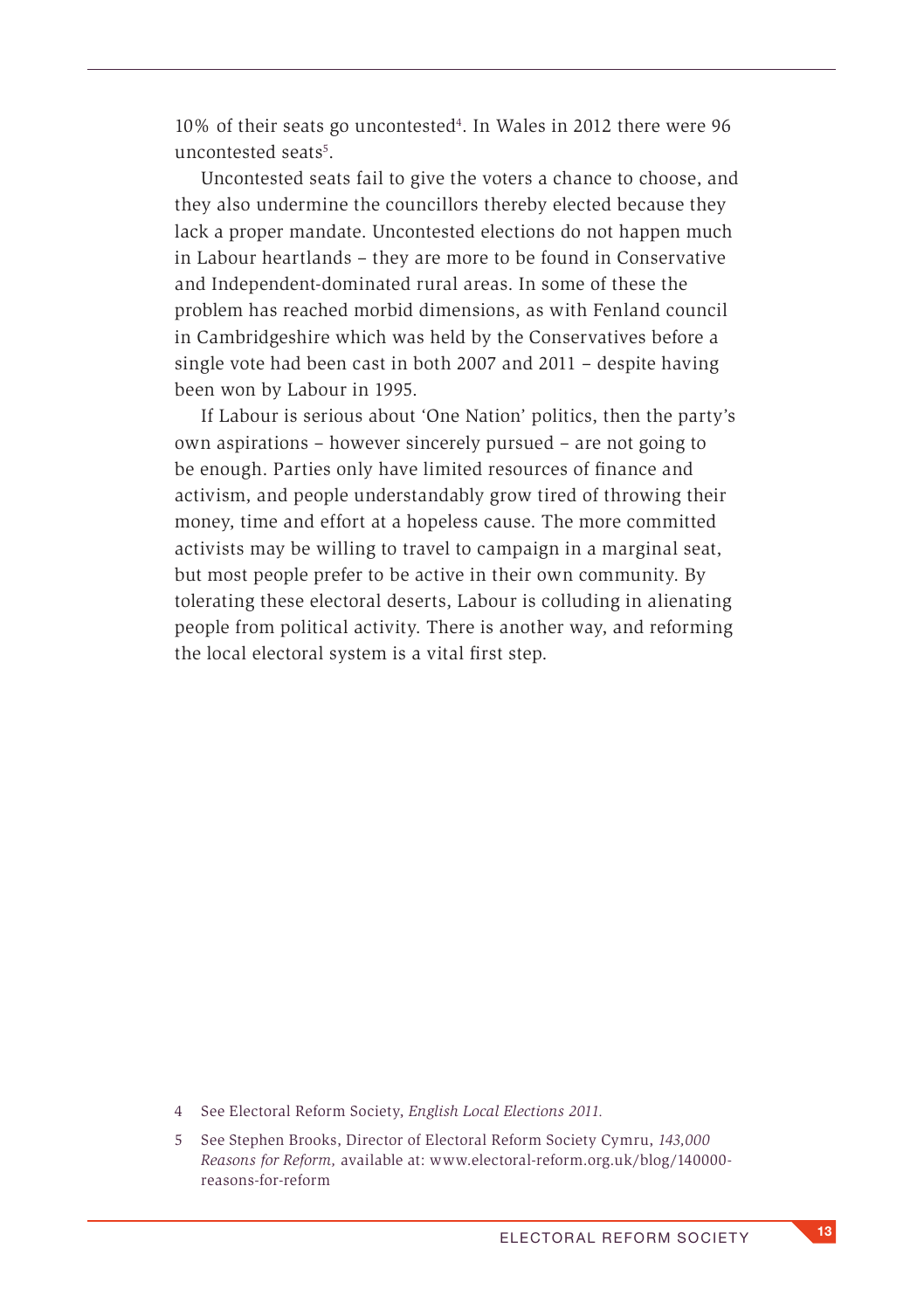10% of their seats go uncontested[4]. In Wales in 2012 there were 96 uncontested seats[5].

Uncontested seats fail to give the voters a chance to choose, and they also undermine the councillors thereby elected because they lack a proper mandate. Uncontested elections do not happen much in Labour heartlands – they are more to be found in Conservative and Independent-dominated rural areas. In some of these the problem has reached morbid dimensions, as with Fenland council in Cambridgeshire which was held by the Conservatives before a single vote had been cast in both 2007 and 2011 – despite having been won by Labour in 1995.

If Labour is serious about 'One Nation' politics, then the party's own aspirations – however sincerely pursued – are not going to be enough. Parties only have limited resources of finance and activism, and people understandably grow tired of throwing their money, time and effort at a hopeless cause. The more committed activists may be willing to travel to campaign in a marginal seat, but most people prefer to be active in their own community. By tolerating these electoral deserts, Labour is colluding in alienating people from political activity. There is another way, and reforming the local electoral system is a vital first step.

4 See Electoral Reform Society, *English Local Elections 2011.*

5 See Stephen Brooks, Director of Electoral Reform Society Cymru, *143,000 Reasons for Reform,* available at: www.electoral-reform.org.uk/blog/140000-reasons-for-reform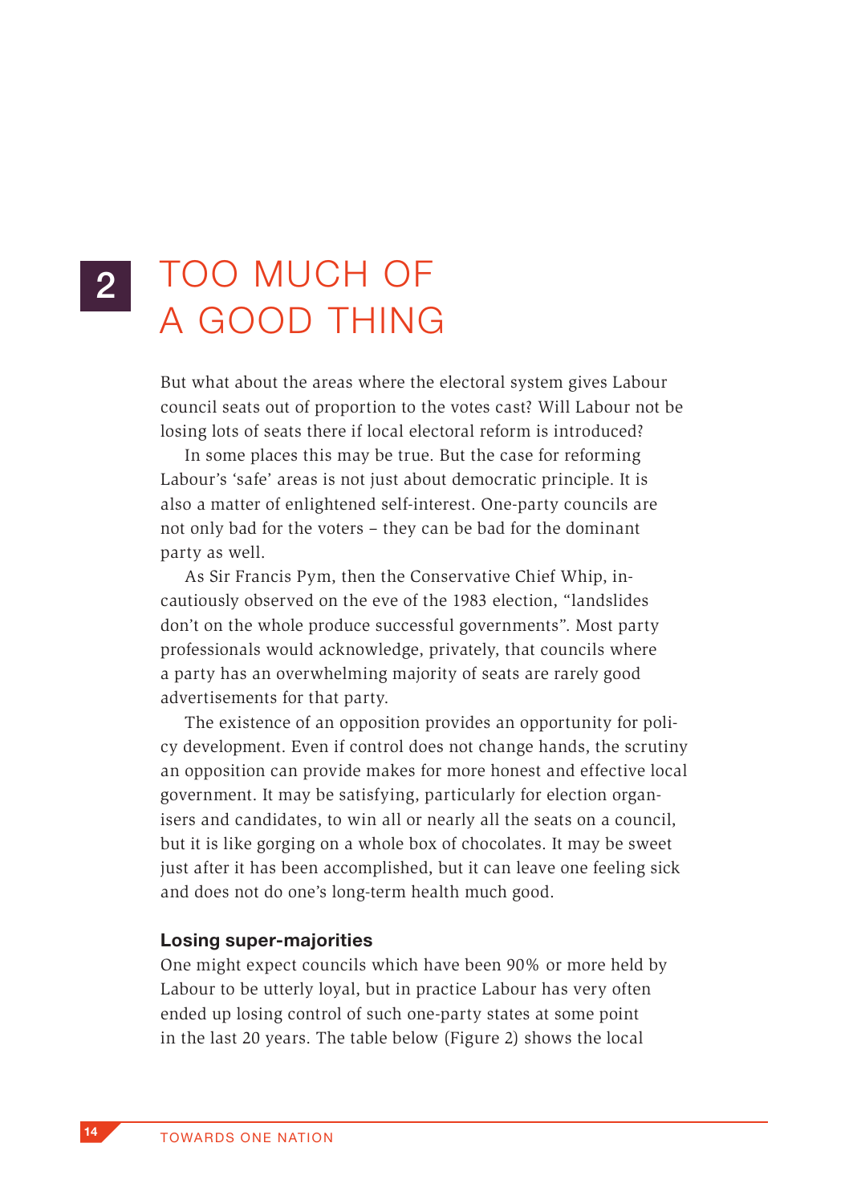# 2 TOO MUCH OF A GOOD THING

But what about the areas where the electoral system gives Labour council seats out of proportion to the votes cast? Will Labour not be losing lots of seats there if local electoral reform is introduced?

In some places this may be true. But the case for reforming Labour's 'safe' areas is not just about democratic principle. It is also a matter of enlightened self-interest. One-party councils are not only bad for the voters – they can be bad for the dominant party as well.

As Sir Francis Pym, then the Conservative Chief Whip, incautiously observed on the eve of the 1983 election, "landslides don't on the whole produce successful governments". Most party professionals would acknowledge, privately, that councils where a party has an overwhelming majority of seats are rarely good advertisements for that party.

The existence of an opposition provides an opportunity for policy development. Even if control does not change hands, the scrutiny an opposition can provide makes for more honest and effective local government. It may be satisfying, particularly for election organisers and candidates, to win all or nearly all the seats on a council, but it is like gorging on a whole box of chocolates. It may be sweet just after it has been accomplished, but it can leave one feeling sick and does not do one's long-term health much good.

### Losing super-majorities

One might expect councils which have been 90% or more held by Labour to be utterly loyal, but in practice Labour has very often ended up losing control of such one-party states at some point in the last 20 years. The table below (Figure 2) shows the local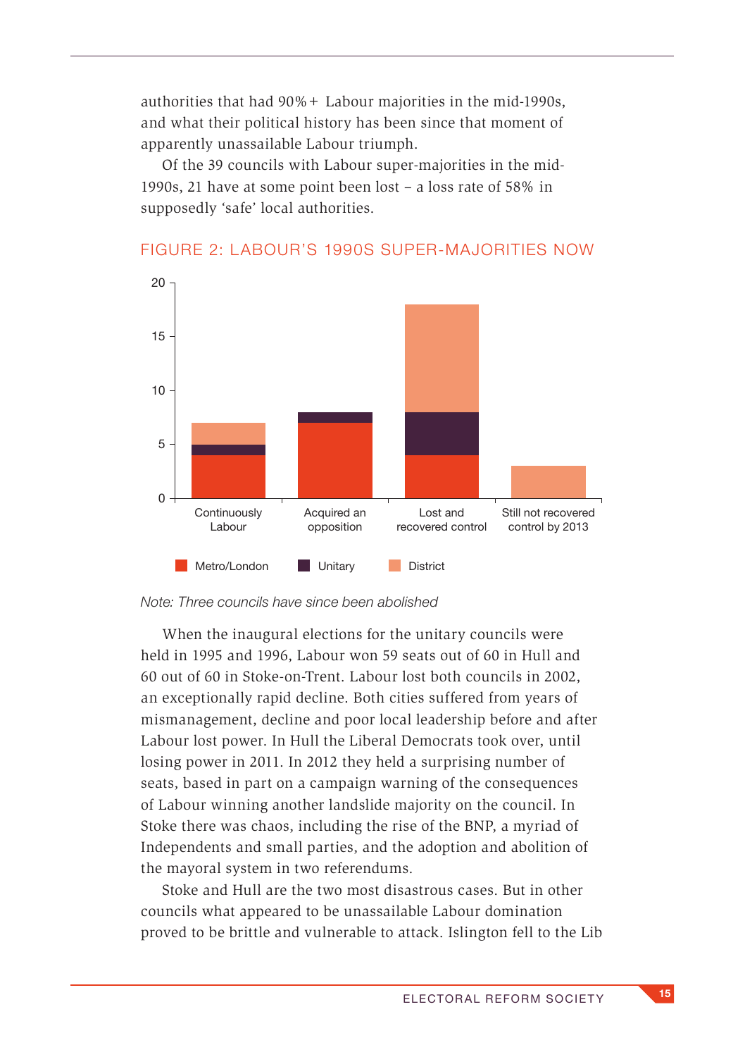authorities that had 90%+ Labour majorities in the mid-1990s, and what their political history has been since that moment of apparently unassailable Labour triumph.

Of the 39 councils with Labour super-majorities in the mid-1990s, 21 have at some point been lost – a loss rate of 58% in supposedly 'safe' local authorities.

## FIGURE 2: LABOUR'S 1990S SUPER-MAJORITIES NOW

20
15
10
5
0

Continuously Labour
Acquired an opposition
Lost and recovered control
Still not recovered control by 2013

Metro/London
Unitary
District

*Note: Three councils have since been abolished*

When the inaugural elections for the unitary councils were held in 1995 and 1996, Labour won 59 seats out of 60 in Hull and 60 out of 60 in Stoke-on-Trent. Labour lost both councils in 2002, an exceptionally rapid decline. Both cities suffered from years of mismanagement, decline and poor local leadership before and after Labour lost power. In Hull the Liberal Democrats took over, until losing power in 2011. In 2012 they held a surprising number of seats, based in part on a campaign warning of the consequences of Labour winning another landslide majority on the council. In Stoke there was chaos, including the rise of the BNP, a myriad of Independents and small parties, and the adoption and abolition of the mayoral system in two referendums.

Stoke and Hull are the two most disastrous cases. But in other councils what appeared to be unassailable Labour domination proved to be brittle and vulnerable to attack. Islington fell to the Lib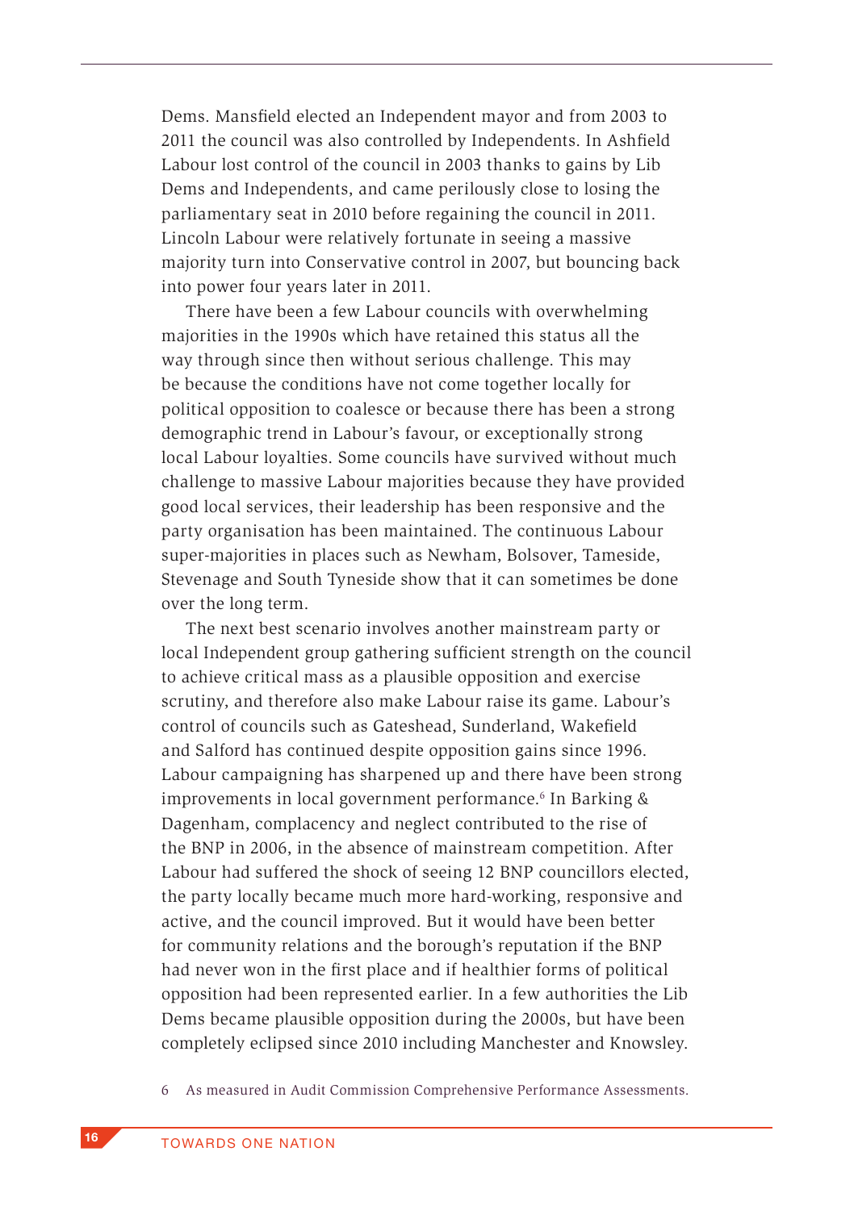Dems. Mansfield elected an Independent mayor and from 2003 to 2011 the council was also controlled by Independents. In Ashfield Labour lost control of the council in 2003 thanks to gains by Lib Dems and Independents, and came perilously close to losing the parliamentary seat in 2010 before regaining the council in 2011. Lincoln Labour were relatively fortunate in seeing a massive majority turn into Conservative control in 2007, but bouncing back into power four years later in 2011.

There have been a few Labour councils with overwhelming majorities in the 1990s which have retained this status all the way through since then without serious challenge. This may be because the conditions have not come together locally for political opposition to coalesce or because there has been a strong demographic trend in Labour's favour, or exceptionally strong local Labour loyalties. Some councils have survived without much challenge to massive Labour majorities because they have provided good local services, their leadership has been responsive and the party organisation has been maintained. The continuous Labour super-majorities in places such as Newham, Bolsover, Tameside, Stevenage and South Tyneside show that it can sometimes be done over the long term.

The next best scenario involves another mainstream party or local Independent group gathering sufficient strength on the council to achieve critical mass as a plausible opposition and exercise scrutiny, and therefore also make Labour raise its game. Labour's control of councils such as Gateshead, Sunderland, Wakefield and Salford has continued despite opposition gains since 1996. Labour campaigning has sharpened up and there have been strong improvements in local government performance.[6] In Barking & Dagenham, complacency and neglect contributed to the rise of the BNP in 2006, in the absence of mainstream competition. After Labour had suffered the shock of seeing 12 BNP councillors elected, the party locally became much more hard-working, responsive and active, and the council improved. But it would have been better for community relations and the borough's reputation if the BNP had never won in the first place and if healthier forms of political opposition had been represented earlier. In a few authorities the Lib Dems became plausible opposition during the 2000s, but have been completely eclipsed since 2010 including Manchester and Knowsley.

6 As measured in Audit Commission Comprehensive Performance Assessments.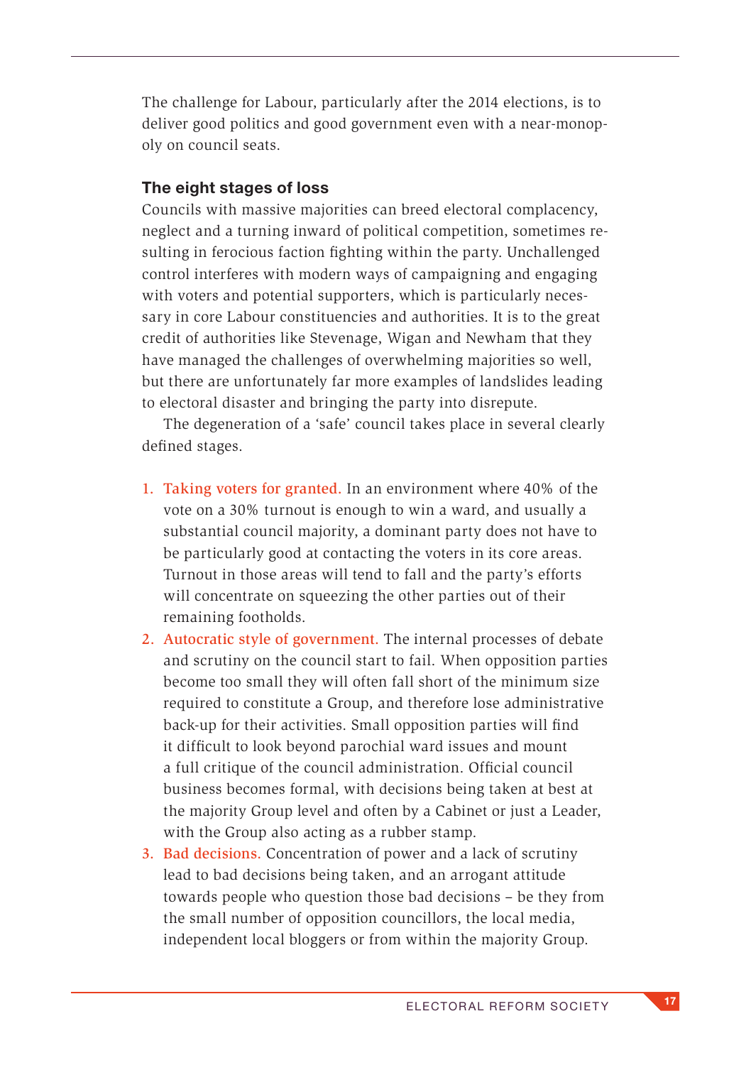The challenge for Labour, particularly after the 2014 elections, is to deliver good politics and good government even with a near-monopoly on council seats.

### The eight stages of loss

Councils with massive majorities can breed electoral complacency, neglect and a turning inward of political competition, sometimes resulting in ferocious faction fighting within the party. Unchallenged control interferes with modern ways of campaigning and engaging with voters and potential supporters, which is particularly necessary in core Labour constituencies and authorities. It is to the great credit of authorities like Stevenage, Wigan and Newham that they have managed the challenges of overwhelming majorities so well, but there are unfortunately far more examples of landslides leading to electoral disaster and bringing the party into disrepute.

The degeneration of a 'safe' council takes place in several clearly defined stages.

1. Taking voters for granted. In an environment where 40% of the vote on a 30% turnout is enough to win a ward, and usually a substantial council majority, a dominant party does not have to be particularly good at contacting the voters in its core areas. Turnout in those areas will tend to fall and the party's efforts will concentrate on squeezing the other parties out of their remaining footholds.
2. Autocratic style of government. The internal processes of debate and scrutiny on the council start to fail. When opposition parties become too small they will often fall short of the minimum size required to constitute a Group, and therefore lose administrative back-up for their activities. Small opposition parties will find it difficult to look beyond parochial ward issues and mount a full critique of the council administration. Official council business becomes formal, with decisions being taken at best at the majority Group level and often by a Cabinet or just a Leader, with the Group also acting as a rubber stamp.
3. Bad decisions. Concentration of power and a lack of scrutiny lead to bad decisions being taken, and an arrogant attitude towards people who question those bad decisions – be they from the small number of opposition councillors, the local media, independent local bloggers or from within the majority Group.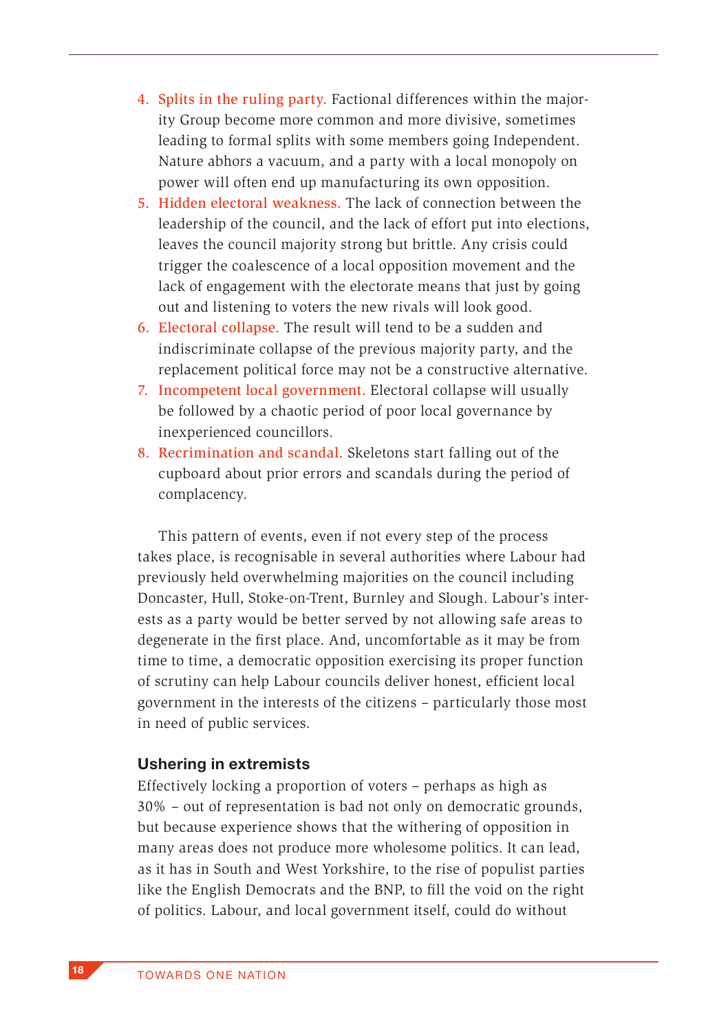4. Splits in the ruling party. Factional differences within the majority Group become more common and more divisive, sometimes leading to formal splits with some members going Independent. Nature abhors a vacuum, and a party with a local monopoly on power will often end up manufacturing its own opposition.
5. Hidden electoral weakness. The lack of connection between the leadership of the council, and the lack of effort put into elections, leaves the council majority strong but brittle. Any crisis could trigger the coalescence of a local opposition movement and the lack of engagement with the electorate means that just by going out and listening to voters the new rivals will look good.
6. Electoral collapse. The result will tend to be a sudden and indiscriminate collapse of the previous majority party, and the replacement political force may not be a constructive alternative.
7. Incompetent local government. Electoral collapse will usually be followed by a chaotic period of poor local governance by inexperienced councillors.
8. Recrimination and scandal. Skeletons start falling out of the cupboard about prior errors and scandals during the period of complacency.

This pattern of events, even if not every step of the process takes place, is recognisable in several authorities where Labour had previously held overwhelming majorities on the council including Doncaster, Hull, Stoke-on-Trent, Burnley and Slough. Labour's interests as a party would be better served by not allowing safe areas to degenerate in the first place. And, uncomfortable as it may be from time to time, a democratic opposition exercising its proper function of scrutiny can help Labour councils deliver honest, efficient local government in the interests of the citizens – particularly those most in need of public services.

### Ushering in extremists

Effectively locking a proportion of voters – perhaps as high as 30% – out of representation is bad not only on democratic grounds, but because experience shows that the withering of opposition in many areas does not produce more wholesome politics. It can lead, as it has in South and West Yorkshire, to the rise of populist parties like the English Democrats and the BNP, to fill the void on the right of politics. Labour, and local government itself, could do without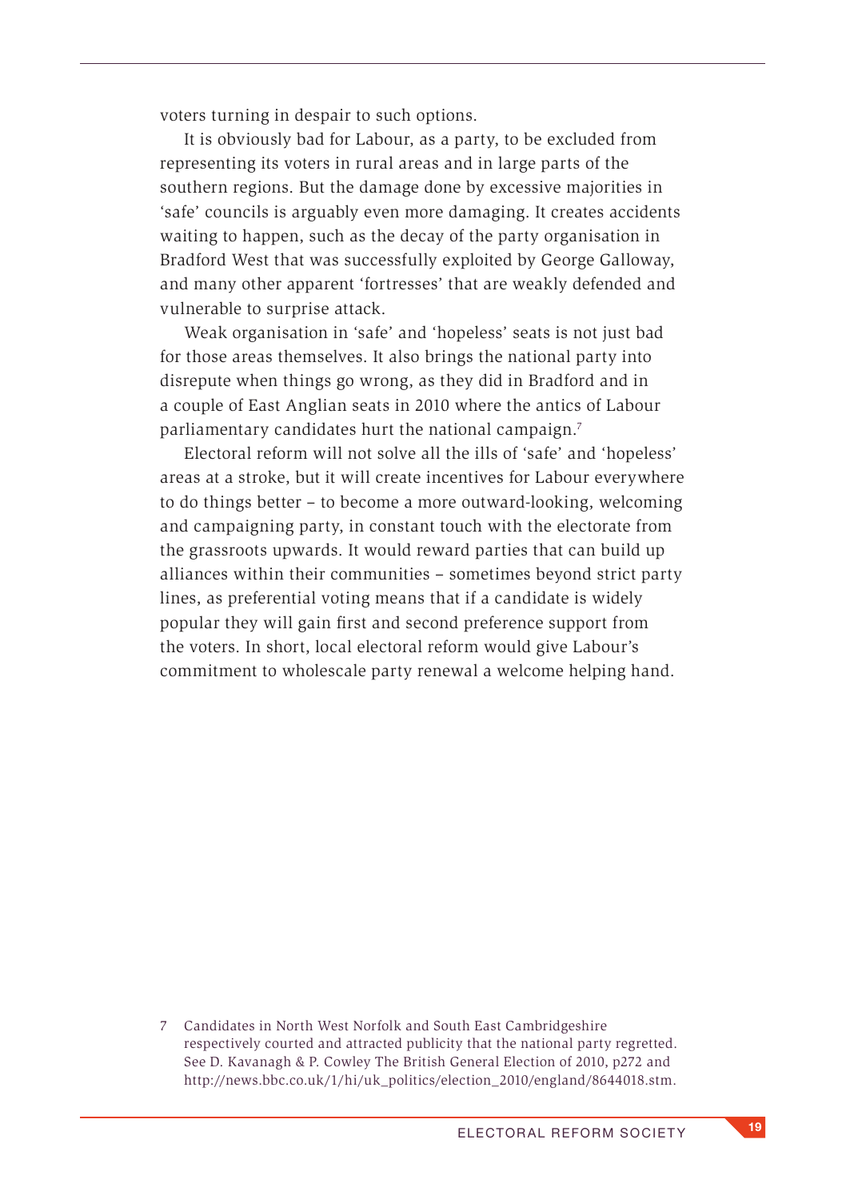voters turning in despair to such options.

It is obviously bad for Labour, as a party, to be excluded from representing its voters in rural areas and in large parts of the southern regions. But the damage done by excessive majorities in 'safe' councils is arguably even more damaging. It creates accidents waiting to happen, such as the decay of the party organisation in Bradford West that was successfully exploited by George Galloway, and many other apparent 'fortresses' that are weakly defended and vulnerable to surprise attack.

Weak organisation in 'safe' and 'hopeless' seats is not just bad for those areas themselves. It also brings the national party into disrepute when things go wrong, as they did in Bradford and in a couple of East Anglian seats in 2010 where the antics of Labour parliamentary candidates hurt the national campaign.[7]

Electoral reform will not solve all the ills of 'safe' and 'hopeless' areas at a stroke, but it will create incentives for Labour everywhere to do things better – to become a more outward-looking, welcoming and campaigning party, in constant touch with the electorate from the grassroots upwards. It would reward parties that can build up alliances within their communities – sometimes beyond strict party lines, as preferential voting means that if a candidate is widely popular they will gain first and second preference support from the voters. In short, local electoral reform would give Labour's commitment to wholescale party renewal a welcome helping hand.

7 Candidates in North West Norfolk and South East Cambridgeshire respectively courted and attracted publicity that the national party regretted. See D. Kavanagh & P. Cowley The British General Election of 2010, p272 and http://news.bbc.co.uk/1/hi/uk_politics/election_2010/england/8644018.stm.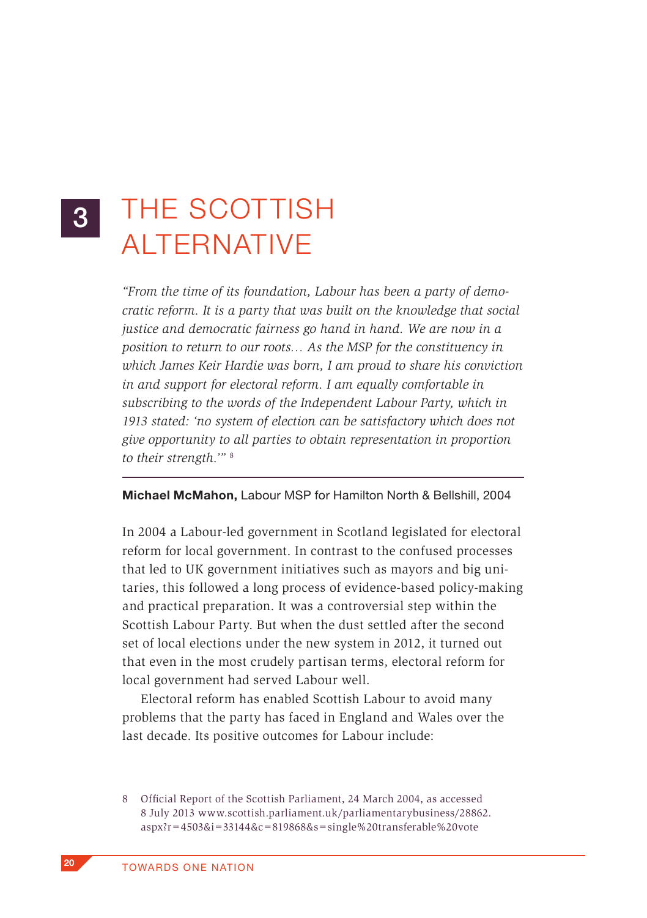# 3 THE SCOTTISH ALTERNATIVE

*"From the time of its foundation, Labour has been a party of democratic reform. It is a party that was built on the knowledge that social justice and democratic fairness go hand in hand. We are now in a position to return to our roots… As the MSP for the constituency in which James Keir Hardie was born, I am proud to share his conviction in and support for electoral reform. I am equally comfortable in subscribing to the words of the Independent Labour Party, which in 1913 stated: 'no system of election can be satisfactory which does not give opportunity to all parties to obtain representation in proportion to their strength.'"* [8]

**Michael McMahon,** Labour MSP for Hamilton North & Bellshill, 2004

In 2004 a Labour-led government in Scotland legislated for electoral reform for local government. In contrast to the confused processes that led to UK government initiatives such as mayors and big unitaries, this followed a long process of evidence-based policy-making and practical preparation. It was a controversial step within the Scottish Labour Party. But when the dust settled after the second set of local elections under the new system in 2012, it turned out that even in the most crudely partisan terms, electoral reform for local government had served Labour well.

Electoral reform has enabled Scottish Labour to avoid many problems that the party has faced in England and Wales over the last decade. Its positive outcomes for Labour include:

8 Official Report of the Scottish Parliament, 24 March 2004, as accessed 8 July 2013 www.scottish.parliament.uk/parliamentarybusiness/28862.aspx?r=4503&i=33144&c=819868&s=single%20transferable%20vote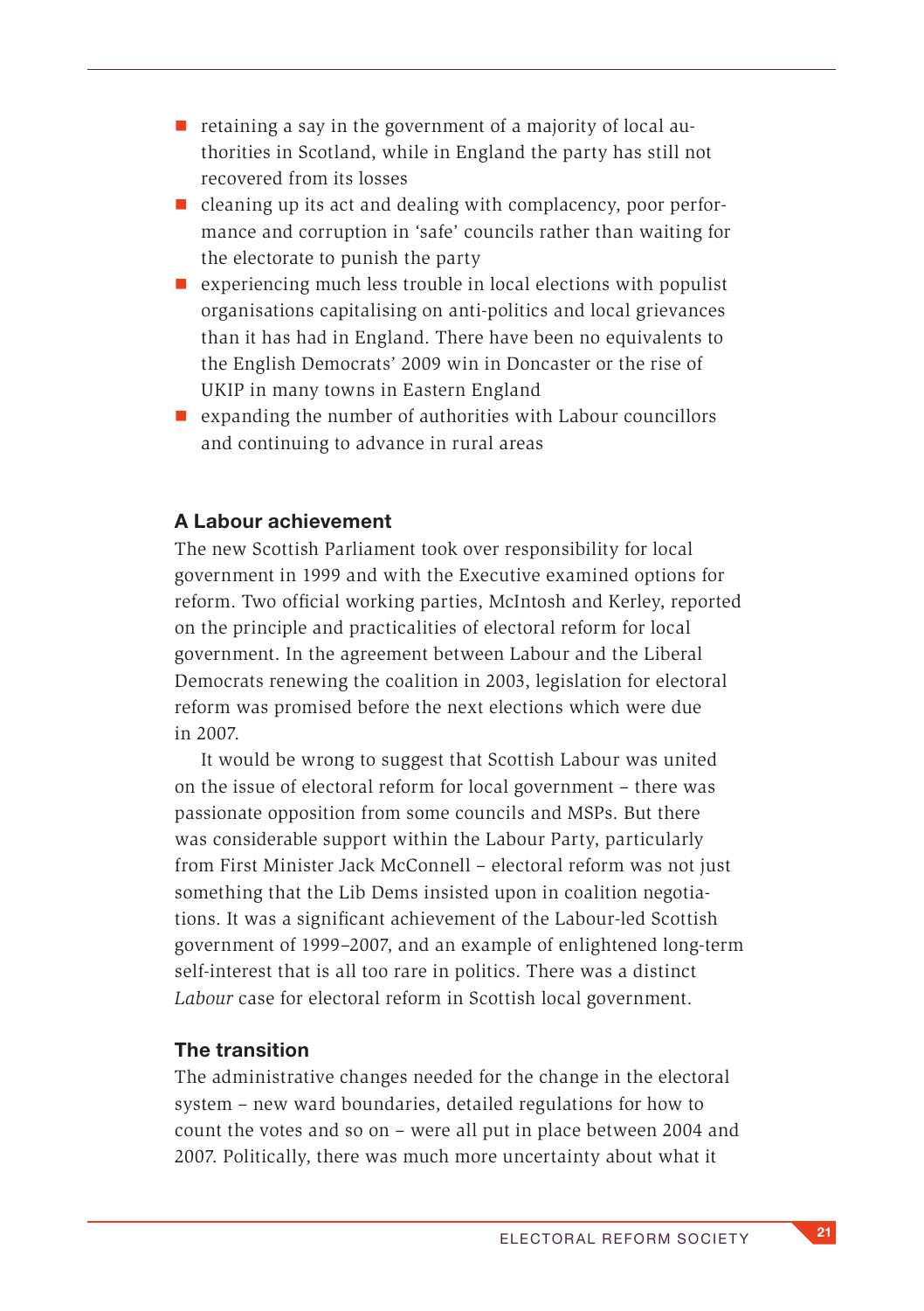- retaining a say in the government of a majority of local authorities in Scotland, while in England the party has still not recovered from its losses
- cleaning up its act and dealing with complacency, poor performance and corruption in 'safe' councils rather than waiting for the electorate to punish the party
- experiencing much less trouble in local elections with populist organisations capitalising on anti-politics and local grievances than it has had in England. There have been no equivalents to the English Democrats' 2009 win in Doncaster or the rise of UKIP in many towns in Eastern England
- expanding the number of authorities with Labour councillors and continuing to advance in rural areas

### A Labour achievement

The new Scottish Parliament took over responsibility for local government in 1999 and with the Executive examined options for reform. Two official working parties, McIntosh and Kerley, reported on the principle and practicalities of electoral reform for local government. In the agreement between Labour and the Liberal Democrats renewing the coalition in 2003, legislation for electoral reform was promised before the next elections which were due in 2007.

It would be wrong to suggest that Scottish Labour was united on the issue of electoral reform for local government – there was passionate opposition from some councils and MSPs. But there was considerable support within the Labour Party, particularly from First Minister Jack McConnell – electoral reform was not just something that the Lib Dems insisted upon in coalition negotiations. It was a significant achievement of the Labour-led Scottish government of 1999–2007, and an example of enlightened long-term self-interest that is all too rare in politics. There was a distinct *Labour* case for electoral reform in Scottish local government.

### The transition

The administrative changes needed for the change in the electoral system – new ward boundaries, detailed regulations for how to count the votes and so on – were all put in place between 2004 and 2007. Politically, there was much more uncertainty about what it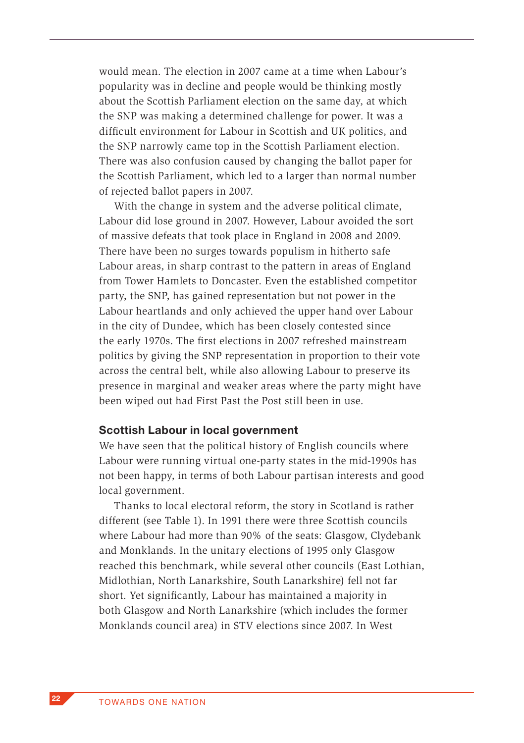would mean. The election in 2007 came at a time when Labour's popularity was in decline and people would be thinking mostly about the Scottish Parliament election on the same day, at which the SNP was making a determined challenge for power. It was a difficult environment for Labour in Scottish and UK politics, and the SNP narrowly came top in the Scottish Parliament election. There was also confusion caused by changing the ballot paper for the Scottish Parliament, which led to a larger than normal number of rejected ballot papers in 2007.

With the change in system and the adverse political climate, Labour did lose ground in 2007. However, Labour avoided the sort of massive defeats that took place in England in 2008 and 2009. There have been no surges towards populism in hitherto safe Labour areas, in sharp contrast to the pattern in areas of England from Tower Hamlets to Doncaster. Even the established competitor party, the SNP, has gained representation but not power in the Labour heartlands and only achieved the upper hand over Labour in the city of Dundee, which has been closely contested since the early 1970s. The first elections in 2007 refreshed mainstream politics by giving the SNP representation in proportion to their vote across the central belt, while also allowing Labour to preserve its presence in marginal and weaker areas where the party might have been wiped out had First Past the Post still been in use.

### Scottish Labour in local government

We have seen that the political history of English councils where Labour were running virtual one-party states in the mid-1990s has not been happy, in terms of both Labour partisan interests and good local government.

Thanks to local electoral reform, the story in Scotland is rather different (see Table 1). In 1991 there were three Scottish councils where Labour had more than 90% of the seats: Glasgow, Clydebank and Monklands. In the unitary elections of 1995 only Glasgow reached this benchmark, while several other councils (East Lothian, Midlothian, North Lanarkshire, South Lanarkshire) fell not far short. Yet significantly, Labour has maintained a majority in both Glasgow and North Lanarkshire (which includes the former Monklands council area) in STV elections since 2007. In West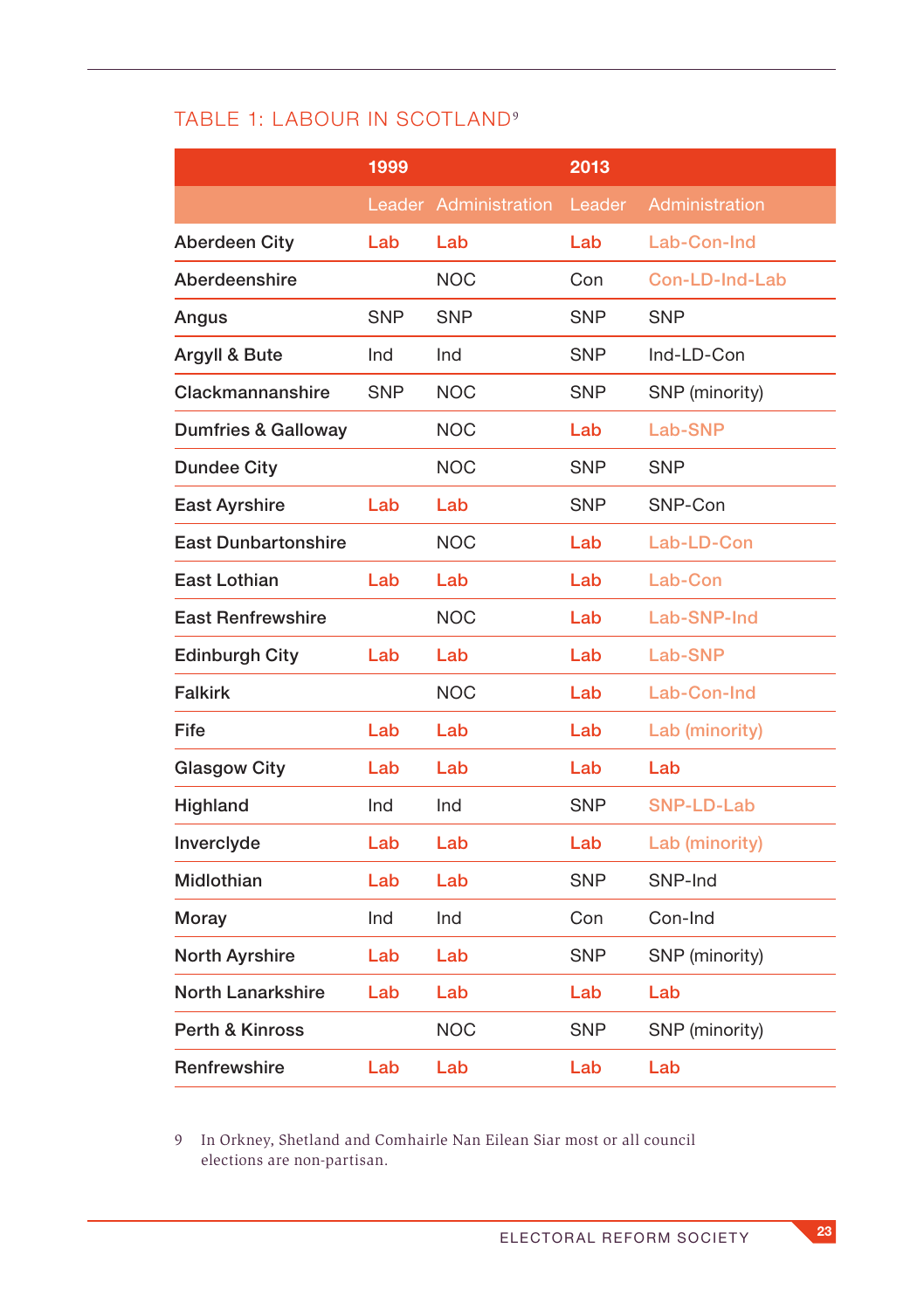## TABLE 1: LABOUR IN SCOTLAND[9]

| | 1999 | | 2013 | |
|---|---|---|---|---|
| | Leader | Administration | Leader | Administration |
| Aberdeen City | Lab | Lab | Lab | Lab-Con-Ind |
| Aberdeenshire | | NOC | Con | Con-LD-Ind-Lab |
| Angus | SNP | SNP | SNP | SNP |
| Argyll & Bute | Ind | Ind | SNP | Ind-LD-Con |
| Clackmannanshire | SNP | NOC | SNP | SNP (minority) |
| Dumfries & Galloway | | NOC | Lab | Lab-SNP |
| Dundee City | | NOC | SNP | SNP |
| East Ayrshire | Lab | Lab | SNP | SNP-Con |
| East Dunbartonshire | | NOC | Lab | Lab-LD-Con |
| East Lothian | Lab | Lab | Lab | Lab-Con |
| East Renfrewshire | | NOC | Lab | Lab-SNP-Ind |
| Edinburgh City | Lab | Lab | Lab | Lab-SNP |
| Falkirk | | NOC | Lab | Lab-Con-Ind |
| Fife | Lab | Lab | Lab | Lab (minority) |
| Glasgow City | Lab | Lab | Lab | Lab |
| Highland | Ind | Ind | SNP | SNP-LD-Lab |
| Inverclyde | Lab | Lab | Lab | Lab (minority) |
| Midlothian | Lab | Lab | SNP | SNP-Ind |
| Moray | Ind | Ind | Con | Con-Ind |
| North Ayrshire | Lab | Lab | SNP | SNP (minority) |
| North Lanarkshire | Lab | Lab | Lab | Lab |
| Perth & Kinross | | NOC | SNP | SNP (minority) |
| Renfrewshire | Lab | Lab | Lab | Lab |

9 In Orkney, Shetland and Comhairle Nan Eilean Siar most or all council elections are non-partisan.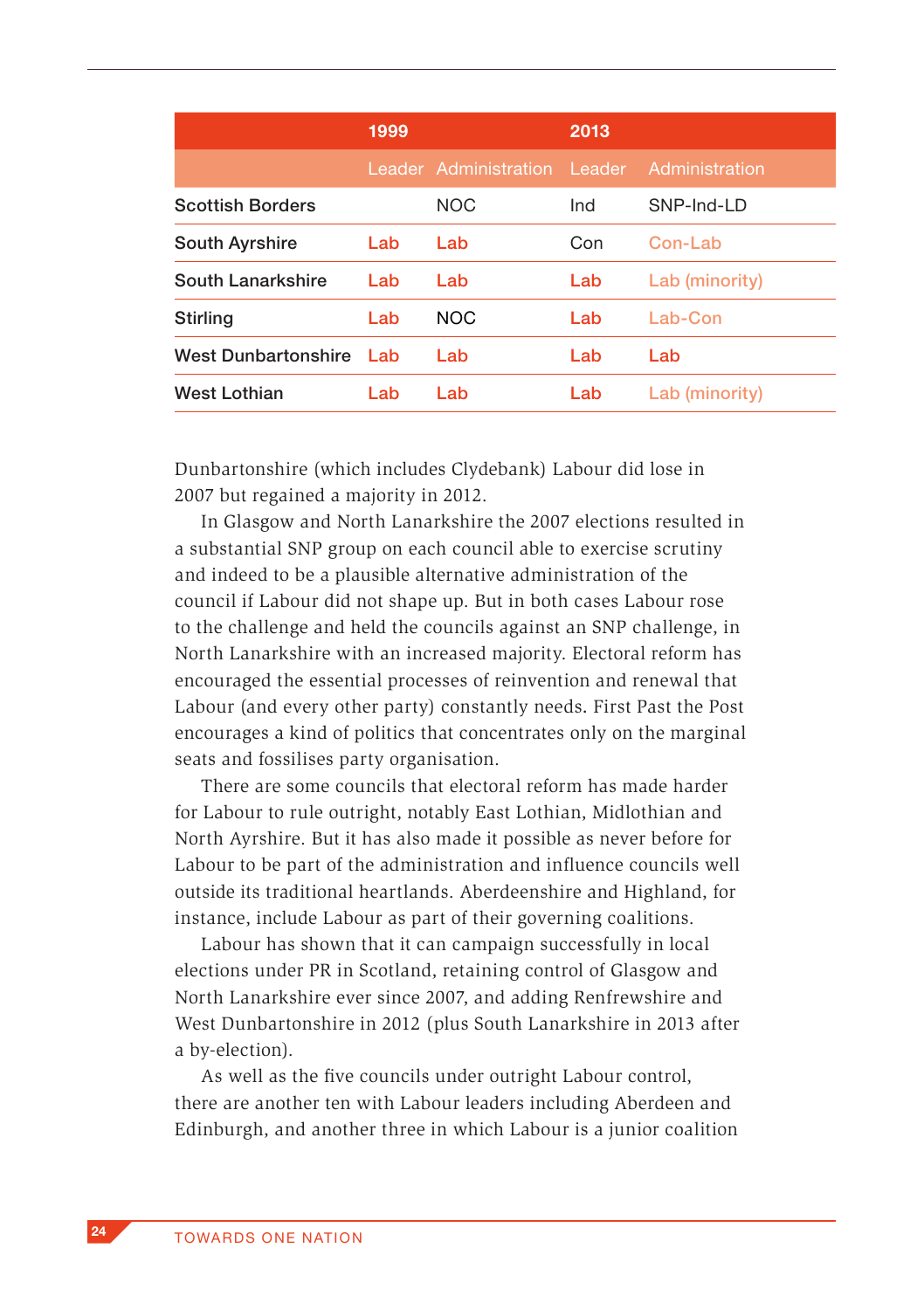| | 1999 | | 2013 | |
|---|---|---|---|---|
| | Leader | Administration | Leader | Administration |
| Scottish Borders | | NOC | Ind | SNP-Ind-LD |
| South Ayrshire | Lab | Lab | Con | Con-Lab |
| South Lanarkshire | Lab | Lab | Lab | Lab (minority) |
| Stirling | Lab | NOC | Lab | Lab-Con |
| West Dunbartonshire | Lab | Lab | Lab | Lab |
| West Lothian | Lab | Lab | Lab | Lab (minority) |

Dunbartonshire (which includes Clydebank) Labour did lose in 2007 but regained a majority in 2012.

In Glasgow and North Lanarkshire the 2007 elections resulted in a substantial SNP group on each council able to exercise scrutiny and indeed to be a plausible alternative administration of the council if Labour did not shape up. But in both cases Labour rose to the challenge and held the councils against an SNP challenge, in North Lanarkshire with an increased majority. Electoral reform has encouraged the essential processes of reinvention and renewal that Labour (and every other party) constantly needs. First Past the Post encourages a kind of politics that concentrates only on the marginal seats and fossilises party organisation.

There are some councils that electoral reform has made harder for Labour to rule outright, notably East Lothian, Midlothian and North Ayrshire. But it has also made it possible as never before for Labour to be part of the administration and influence councils well outside its traditional heartlands. Aberdeenshire and Highland, for instance, include Labour as part of their governing coalitions.

Labour has shown that it can campaign successfully in local elections under PR in Scotland, retaining control of Glasgow and North Lanarkshire ever since 2007, and adding Renfrewshire and West Dunbartonshire in 2012 (plus South Lanarkshire in 2013 after a by-election).

As well as the five councils under outright Labour control, there are another ten with Labour leaders including Aberdeen and Edinburgh, and another three in which Labour is a junior coalition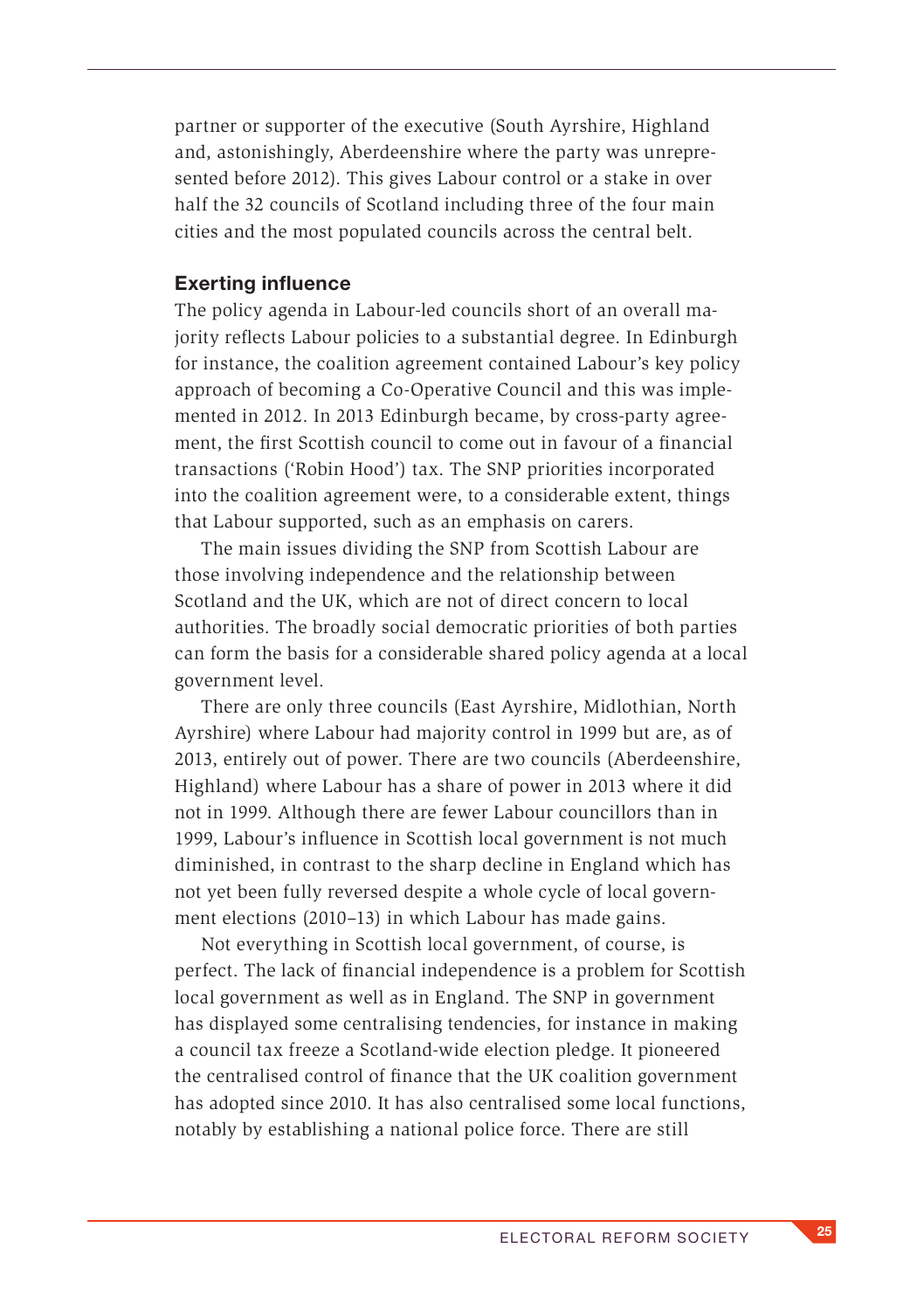partner or supporter of the executive (South Ayrshire, Highland and, astonishingly, Aberdeenshire where the party was unrepresented before 2012). This gives Labour control or a stake in over half the 32 councils of Scotland including three of the four main cities and the most populated councils across the central belt.

### Exerting influence

The policy agenda in Labour-led councils short of an overall majority reflects Labour policies to a substantial degree. In Edinburgh for instance, the coalition agreement contained Labour's key policy approach of becoming a Co-Operative Council and this was implemented in 2012. In 2013 Edinburgh became, by cross-party agreement, the first Scottish council to come out in favour of a financial transactions ('Robin Hood') tax. The SNP priorities incorporated into the coalition agreement were, to a considerable extent, things that Labour supported, such as an emphasis on carers.

The main issues dividing the SNP from Scottish Labour are those involving independence and the relationship between Scotland and the UK, which are not of direct concern to local authorities. The broadly social democratic priorities of both parties can form the basis for a considerable shared policy agenda at a local government level.

There are only three councils (East Ayrshire, Midlothian, North Ayrshire) where Labour had majority control in 1999 but are, as of 2013, entirely out of power. There are two councils (Aberdeenshire, Highland) where Labour has a share of power in 2013 where it did not in 1999. Although there are fewer Labour councillors than in 1999, Labour's influence in Scottish local government is not much diminished, in contrast to the sharp decline in England which has not yet been fully reversed despite a whole cycle of local government elections (2010–13) in which Labour has made gains.

Not everything in Scottish local government, of course, is perfect. The lack of financial independence is a problem for Scottish local government as well as in England. The SNP in government has displayed some centralising tendencies, for instance in making a council tax freeze a Scotland-wide election pledge. It pioneered the centralised control of finance that the UK coalition government has adopted since 2010. It has also centralised some local functions, notably by establishing a national police force. There are still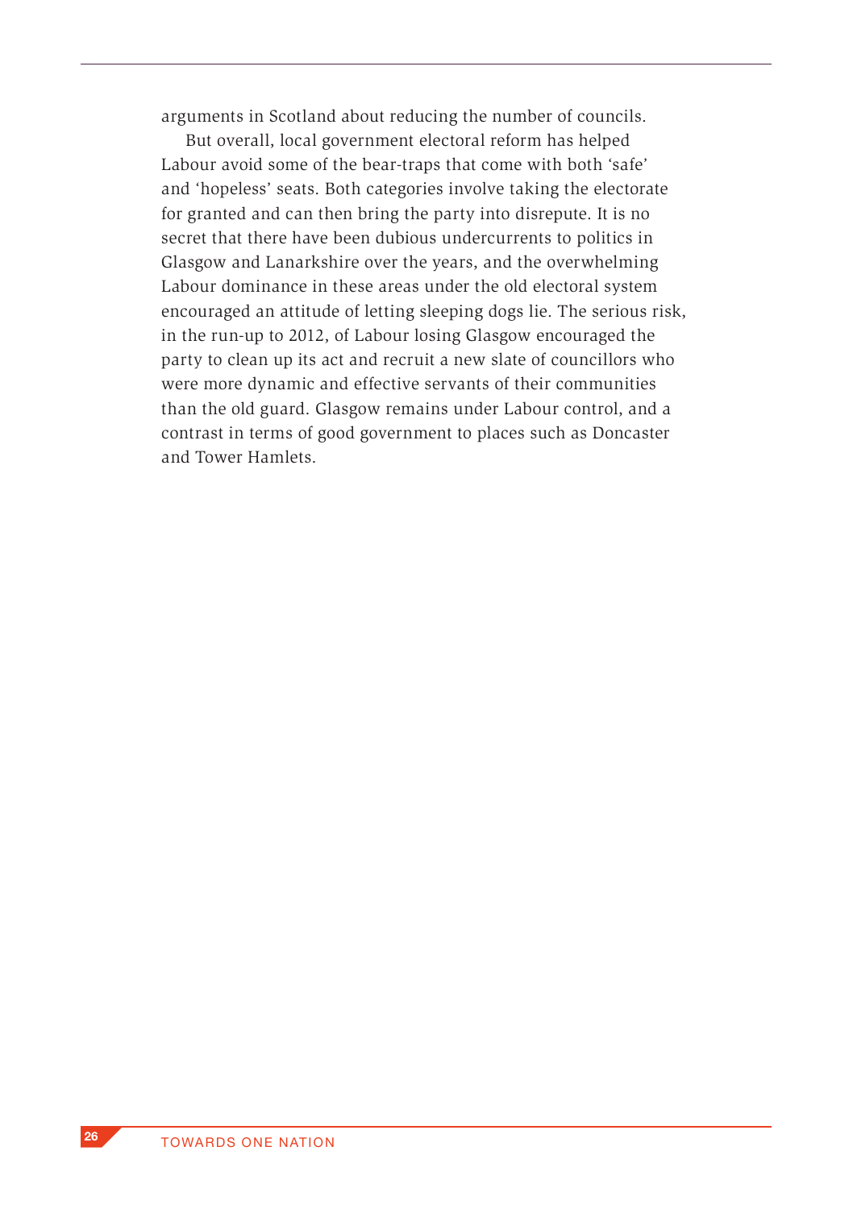arguments in Scotland about reducing the number of councils.

But overall, local government electoral reform has helped Labour avoid some of the bear-traps that come with both 'safe' and 'hopeless' seats. Both categories involve taking the electorate for granted and can then bring the party into disrepute. It is no secret that there have been dubious undercurrents to politics in Glasgow and Lanarkshire over the years, and the overwhelming Labour dominance in these areas under the old electoral system encouraged an attitude of letting sleeping dogs lie. The serious risk, in the run-up to 2012, of Labour losing Glasgow encouraged the party to clean up its act and recruit a new slate of councillors who were more dynamic and effective servants of their communities than the old guard. Glasgow remains under Labour control, and a contrast in terms of good government to places such as Doncaster and Tower Hamlets.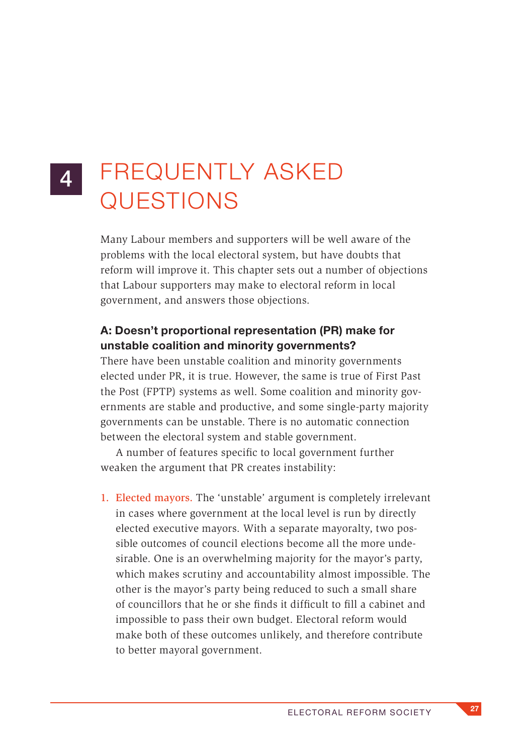# 4 FREQUENTLY ASKED QUESTIONS

Many Labour members and supporters will be well aware of the problems with the local electoral system, but have doubts that reform will improve it. This chapter sets out a number of objections that Labour supporters may make to electoral reform in local government, and answers those objections.

### A: Doesn't proportional representation (PR) make for unstable coalition and minority governments?

There have been unstable coalition and minority governments elected under PR, it is true. However, the same is true of First Past the Post (FPTP) systems as well. Some coalition and minority governments are stable and productive, and some single-party majority governments can be unstable. There is no automatic connection between the electoral system and stable government.

A number of features specific to local government further weaken the argument that PR creates instability:

1. Elected mayors. The 'unstable' argument is completely irrelevant in cases where government at the local level is run by directly elected executive mayors. With a separate mayoralty, two possible outcomes of council elections become all the more undesirable. One is an overwhelming majority for the mayor's party, which makes scrutiny and accountability almost impossible. The other is the mayor's party being reduced to such a small share of councillors that he or she finds it difficult to fill a cabinet and impossible to pass their own budget. Electoral reform would make both of these outcomes unlikely, and therefore contribute to better mayoral government.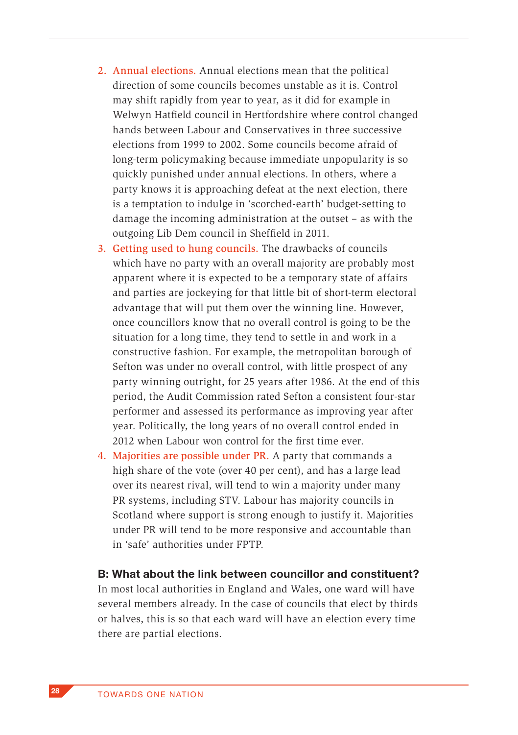2. Annual elections. Annual elections mean that the political direction of some councils becomes unstable as it is. Control may shift rapidly from year to year, as it did for example in Welwyn Hatfield council in Hertfordshire where control changed hands between Labour and Conservatives in three successive elections from 1999 to 2002. Some councils become afraid of long-term policymaking because immediate unpopularity is so quickly punished under annual elections. In others, where a party knows it is approaching defeat at the next election, there is a temptation to indulge in 'scorched-earth' budget-setting to damage the incoming administration at the outset – as with the outgoing Lib Dem council in Sheffield in 2011.
3. Getting used to hung councils. The drawbacks of councils which have no party with an overall majority are probably most apparent where it is expected to be a temporary state of affairs and parties are jockeying for that little bit of short-term electoral advantage that will put them over the winning line. However, once councillors know that no overall control is going to be the situation for a long time, they tend to settle in and work in a constructive fashion. For example, the metropolitan borough of Sefton was under no overall control, with little prospect of any party winning outright, for 25 years after 1986. At the end of this period, the Audit Commission rated Sefton a consistent four-star performer and assessed its performance as improving year after year. Politically, the long years of no overall control ended in 2012 when Labour won control for the first time ever.
4. Majorities are possible under PR. A party that commands a high share of the vote (over 40 per cent), and has a large lead over its nearest rival, will tend to win a majority under many PR systems, including STV. Labour has majority councils in Scotland where support is strong enough to justify it. Majorities under PR will tend to be more responsive and accountable than in 'safe' authorities under FPTP.

#### B: What about the link between councillor and constituent?

In most local authorities in England and Wales, one ward will have several members already. In the case of councils that elect by thirds or halves, this is so that each ward will have an election every time there are partial elections.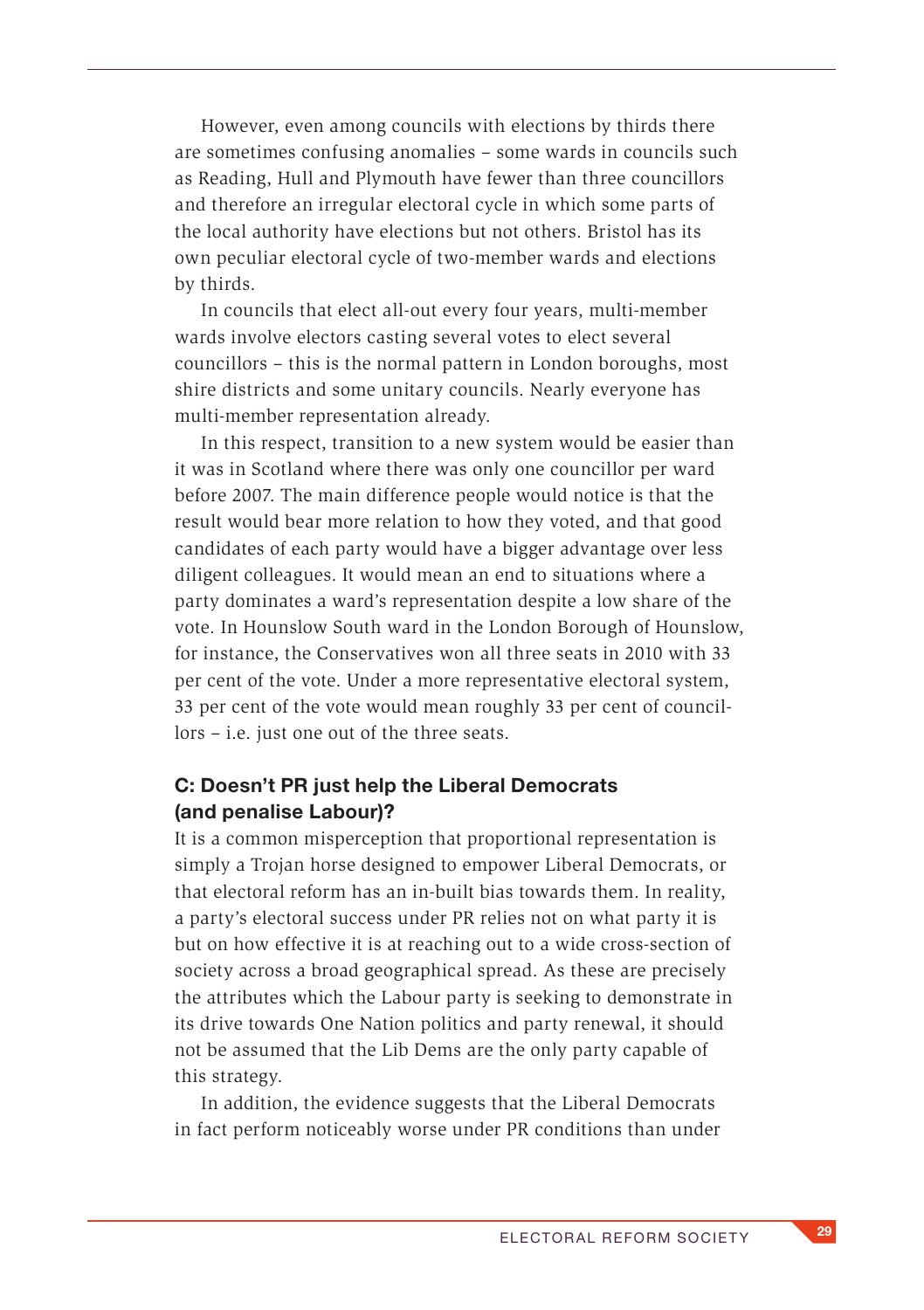However, even among councils with elections by thirds there are sometimes confusing anomalies – some wards in councils such as Reading, Hull and Plymouth have fewer than three councillors and therefore an irregular electoral cycle in which some parts of the local authority have elections but not others. Bristol has its own peculiar electoral cycle of two-member wards and elections by thirds.

In councils that elect all-out every four years, multi-member wards involve electors casting several votes to elect several councillors – this is the normal pattern in London boroughs, most shire districts and some unitary councils. Nearly everyone has multi-member representation already.

In this respect, transition to a new system would be easier than it was in Scotland where there was only one councillor per ward before 2007. The main difference people would notice is that the result would bear more relation to how they voted, and that good candidates of each party would have a bigger advantage over less diligent colleagues. It would mean an end to situations where a party dominates a ward's representation despite a low share of the vote. In Hounslow South ward in the London Borough of Hounslow, for instance, the Conservatives won all three seats in 2010 with 33 per cent of the vote. Under a more representative electoral system, 33 per cent of the vote would mean roughly 33 per cent of councillors – i.e. just one out of the three seats.

### C: Doesn't PR just help the Liberal Democrats (and penalise Labour)?

It is a common misperception that proportional representation is simply a Trojan horse designed to empower Liberal Democrats, or that electoral reform has an in-built bias towards them. In reality, a party's electoral success under PR relies not on what party it is but on how effective it is at reaching out to a wide cross-section of society across a broad geographical spread. As these are precisely the attributes which the Labour party is seeking to demonstrate in its drive towards One Nation politics and party renewal, it should not be assumed that the Lib Dems are the only party capable of this strategy.

In addition, the evidence suggests that the Liberal Democrats in fact perform noticeably worse under PR conditions than under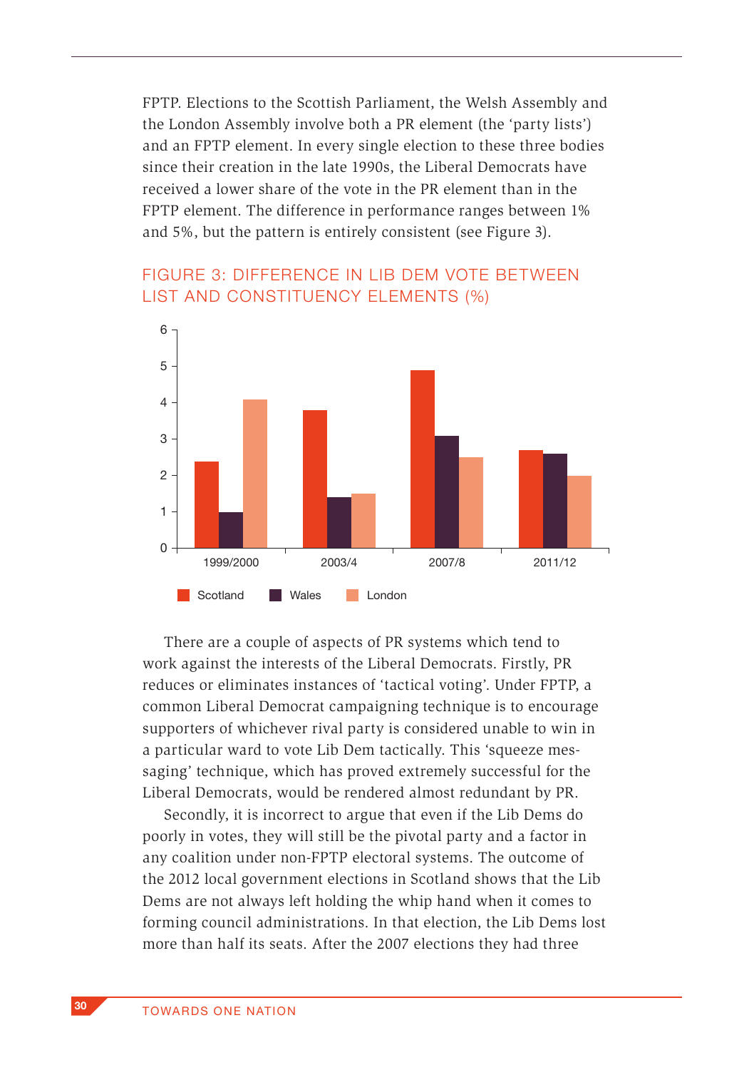FPTP. Elections to the Scottish Parliament, the Welsh Assembly and the London Assembly involve both a PR element (the 'party lists') and an FPTP element. In every single election to these three bodies since their creation in the late 1990s, the Liberal Democrats have received a lower share of the vote in the PR element than in the FPTP element. The difference in performance ranges between 1% and 5%, but the pattern is entirely consistent (see Figure 3).

## FIGURE 3: DIFFERENCE IN LIB DEM VOTE BETWEEN LIST AND CONSTITUENCY ELEMENTS (%)

6
5
4
3
2
1
0

1999/2000
2003/4
2007/8
2011/12

Scotland
Wales
London

There are a couple of aspects of PR systems which tend to work against the interests of the Liberal Democrats. Firstly, PR reduces or eliminates instances of 'tactical voting'. Under FPTP, a common Liberal Democrat campaigning technique is to encourage supporters of whichever rival party is considered unable to win in a particular ward to vote Lib Dem tactically. This 'squeeze messaging' technique, which has proved extremely successful for the Liberal Democrats, would be rendered almost redundant by PR.

Secondly, it is incorrect to argue that even if the Lib Dems do poorly in votes, they will still be the pivotal party and a factor in any coalition under non-FPTP electoral systems. The outcome of the 2012 local government elections in Scotland shows that the Lib Dems are not always left holding the whip hand when it comes to forming council administrations. In that election, the Lib Dems lost more than half its seats. After the 2007 elections they had three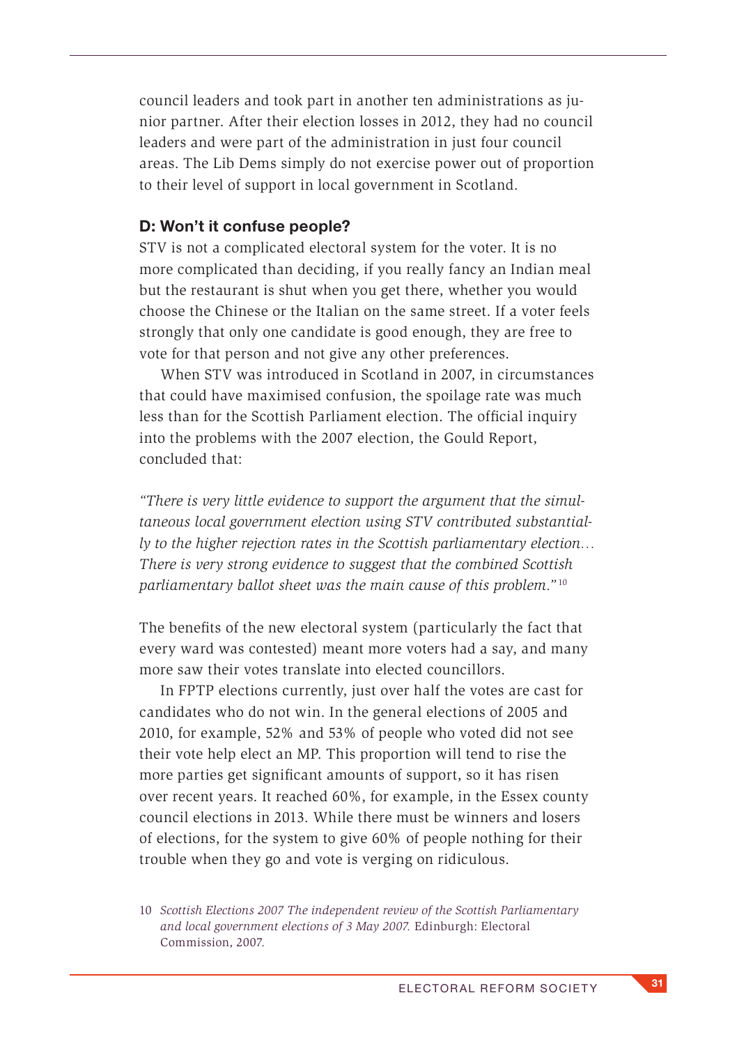council leaders and took part in another ten administrations as junior partner. After their election losses in 2012, they had no council leaders and were part of the administration in just four council areas. The Lib Dems simply do not exercise power out of proportion to their level of support in local government in Scotland.

### D: Won't it confuse people?

STV is not a complicated electoral system for the voter. It is no more complicated than deciding, if you really fancy an Indian meal but the restaurant is shut when you get there, whether you would choose the Chinese or the Italian on the same street. If a voter feels strongly that only one candidate is good enough, they are free to vote for that person and not give any other preferences.

When STV was introduced in Scotland in 2007, in circumstances that could have maximised confusion, the spoilage rate was much less than for the Scottish Parliament election. The official inquiry into the problems with the 2007 election, the Gould Report, concluded that:

*"There is very little evidence to support the argument that the simultaneous local government election using STV contributed substantially to the higher rejection rates in the Scottish parliamentary election… There is very strong evidence to suggest that the combined Scottish parliamentary ballot sheet was the main cause of this problem."* [10]

The benefits of the new electoral system (particularly the fact that every ward was contested) meant more voters had a say, and many more saw their votes translate into elected councillors.

In FPTP elections currently, just over half the votes are cast for candidates who do not win. In the general elections of 2005 and 2010, for example, 52% and 53% of people who voted did not see their vote help elect an MP. This proportion will tend to rise the more parties get significant amounts of support, so it has risen over recent years. It reached 60%, for example, in the Essex county council elections in 2013. While there must be winners and losers of elections, for the system to give 60% of people nothing for their trouble when they go and vote is verging on ridiculous.

10 *Scottish Elections 2007 The independent review of the Scottish Parliamentary and local government elections of 3 May 2007.* Edinburgh: Electoral Commission, 2007.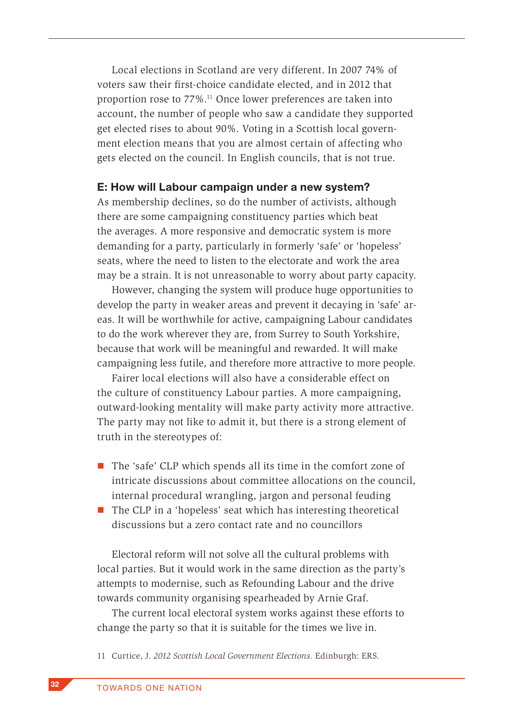Local elections in Scotland are very different. In 2007 74% of voters saw their first-choice candidate elected, and in 2012 that proportion rose to 77%.[11] Once lower preferences are taken into account, the number of people who saw a candidate they supported get elected rises to about 90%. Voting in a Scottish local government election means that you are almost certain of affecting who gets elected on the council. In English councils, that is not true.

### E: How will Labour campaign under a new system?

As membership declines, so do the number of activists, although there are some campaigning constituency parties which beat the averages. A more responsive and democratic system is more demanding for a party, particularly in formerly 'safe' or 'hopeless' seats, where the need to listen to the electorate and work the area may be a strain. It is not unreasonable to worry about party capacity.

However, changing the system will produce huge opportunities to develop the party in weaker areas and prevent it decaying in 'safe' areas. It will be worthwhile for active, campaigning Labour candidates to do the work wherever they are, from Surrey to South Yorkshire, because that work will be meaningful and rewarded. It will make campaigning less futile, and therefore more attractive to more people.

Fairer local elections will also have a considerable effect on the culture of constituency Labour parties. A more campaigning, outward-looking mentality will make party activity more attractive. The party may not like to admit it, but there is a strong element of truth in the stereotypes of:

- The 'safe' CLP which spends all its time in the comfort zone of intricate discussions about committee allocations on the council, internal procedural wrangling, jargon and personal feuding
- The CLP in a 'hopeless' seat which has interesting theoretical discussions but a zero contact rate and no councillors

Electoral reform will not solve all the cultural problems with local parties. But it would work in the same direction as the party's attempts to modernise, such as Refounding Labour and the drive towards community organising spearheaded by Arnie Graf.

The current local electoral system works against these efforts to change the party so that it is suitable for the times we live in.

11 Curtice, J. *2012 Scottish Local Government Elections.* Edinburgh: ERS.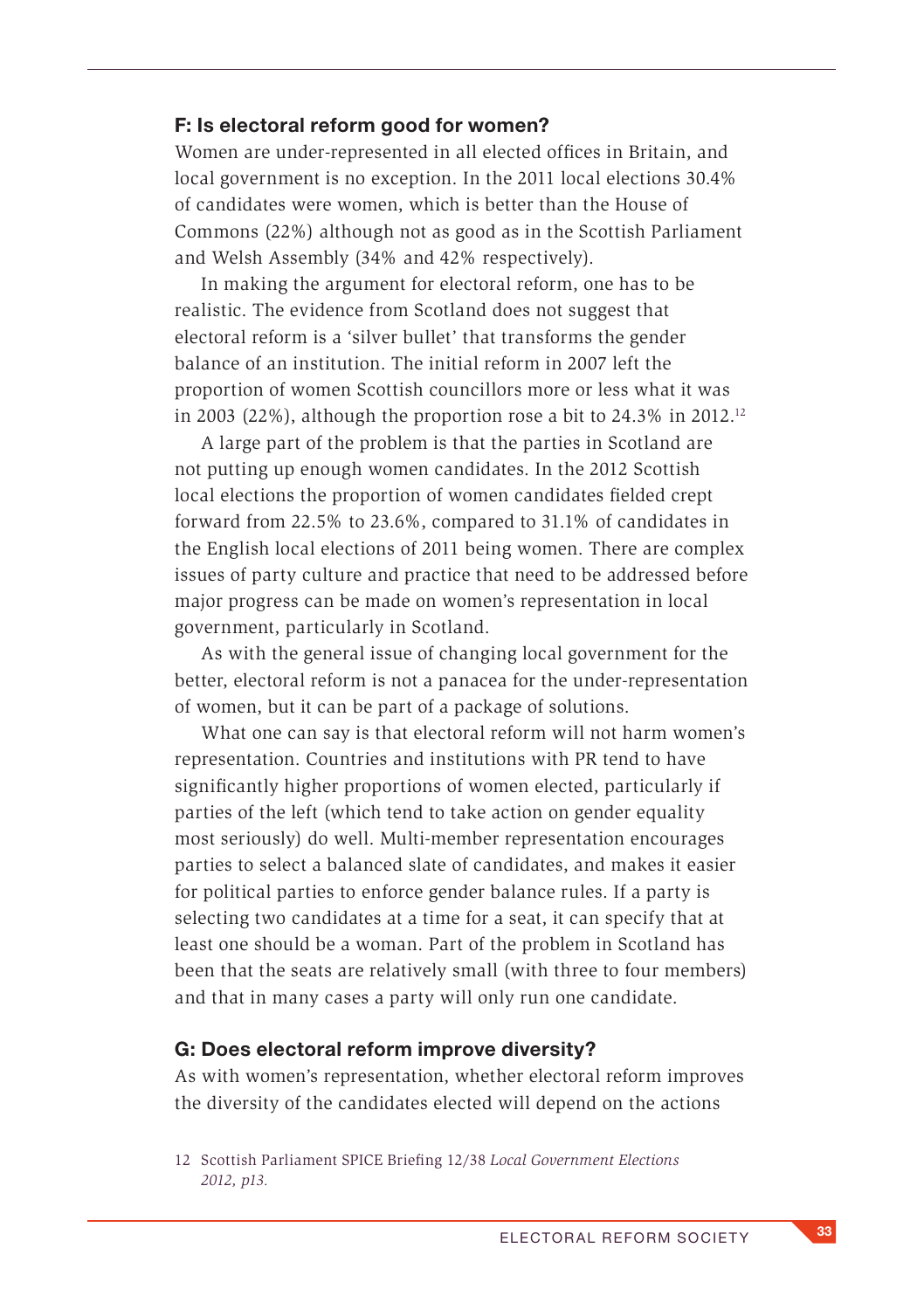### F: Is electoral reform good for women?

Women are under-represented in all elected offices in Britain, and local government is no exception. In the 2011 local elections 30.4% of candidates were women, which is better than the House of Commons (22%) although not as good as in the Scottish Parliament and Welsh Assembly (34% and 42% respectively).

In making the argument for electoral reform, one has to be realistic. The evidence from Scotland does not suggest that electoral reform is a 'silver bullet' that transforms the gender balance of an institution. The initial reform in 2007 left the proportion of women Scottish councillors more or less what it was in 2003 (22%), although the proportion rose a bit to 24.3% in 2012.[12]

A large part of the problem is that the parties in Scotland are not putting up enough women candidates. In the 2012 Scottish local elections the proportion of women candidates fielded crept forward from 22.5% to 23.6%, compared to 31.1% of candidates in the English local elections of 2011 being women. There are complex issues of party culture and practice that need to be addressed before major progress can be made on women's representation in local government, particularly in Scotland.

As with the general issue of changing local government for the better, electoral reform is not a panacea for the under-representation of women, but it can be part of a package of solutions.

What one can say is that electoral reform will not harm women's representation. Countries and institutions with PR tend to have significantly higher proportions of women elected, particularly if parties of the left (which tend to take action on gender equality most seriously) do well. Multi-member representation encourages parties to select a balanced slate of candidates, and makes it easier for political parties to enforce gender balance rules. If a party is selecting two candidates at a time for a seat, it can specify that at least one should be a woman. Part of the problem in Scotland has been that the seats are relatively small (with three to four members) and that in many cases a party will only run one candidate.

### G: Does electoral reform improve diversity?

As with women's representation, whether electoral reform improves the diversity of the candidates elected will depend on the actions

12 Scottish Parliament SPICE Briefing 12/38 *Local Government Elections 2012, p13.*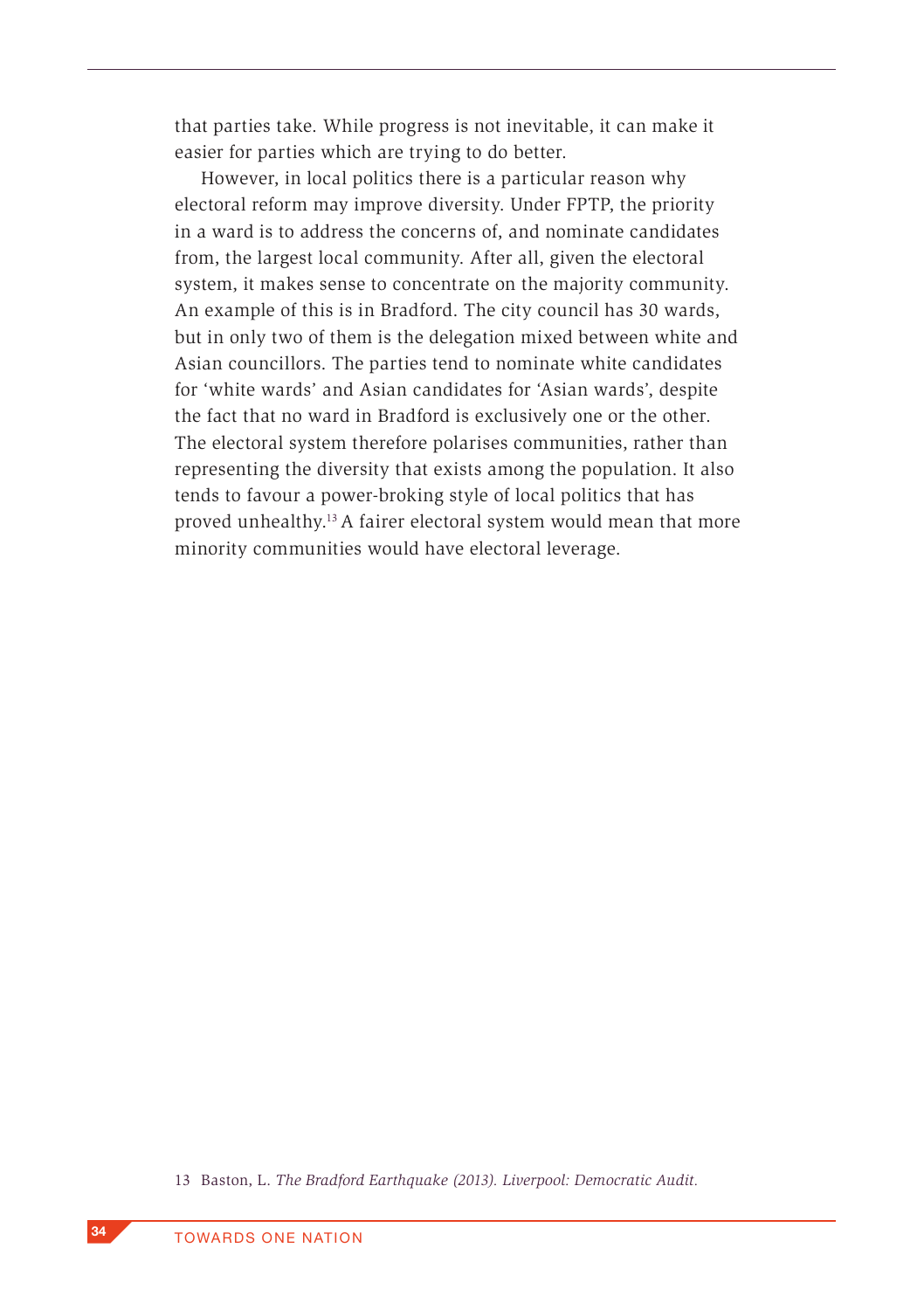that parties take. While progress is not inevitable, it can make it easier for parties which are trying to do better.

However, in local politics there is a particular reason why electoral reform may improve diversity. Under FPTP, the priority in a ward is to address the concerns of, and nominate candidates from, the largest local community. After all, given the electoral system, it makes sense to concentrate on the majority community. An example of this is in Bradford. The city council has 30 wards, but in only two of them is the delegation mixed between white and Asian councillors. The parties tend to nominate white candidates for 'white wards' and Asian candidates for 'Asian wards', despite the fact that no ward in Bradford is exclusively one or the other. The electoral system therefore polarises communities, rather than representing the diversity that exists among the population. It also tends to favour a power-broking style of local politics that has proved unhealthy.[13] A fairer electoral system would mean that more minority communities would have electoral leverage.

13 Baston, L. *The Bradford Earthquake (2013). Liverpool: Democratic Audit.*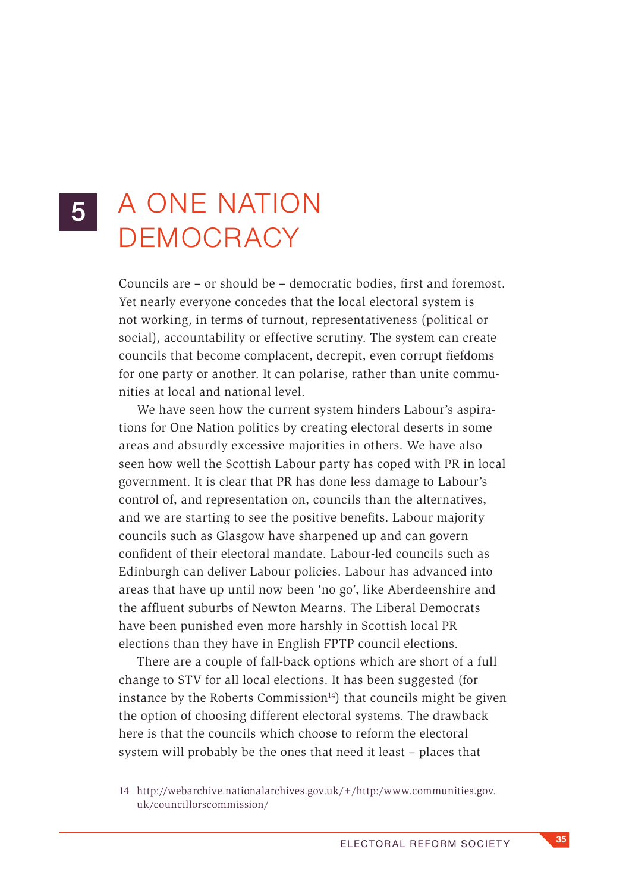# 5 A ONE NATION DEMOCRACY

Councils are – or should be – democratic bodies, first and foremost. Yet nearly everyone concedes that the local electoral system is not working, in terms of turnout, representativeness (political or social), accountability or effective scrutiny. The system can create councils that become complacent, decrepit, even corrupt fiefdoms for one party or another. It can polarise, rather than unite communities at local and national level.

We have seen how the current system hinders Labour's aspirations for One Nation politics by creating electoral deserts in some areas and absurdly excessive majorities in others. We have also seen how well the Scottish Labour party has coped with PR in local government. It is clear that PR has done less damage to Labour's control of, and representation on, councils than the alternatives, and we are starting to see the positive benefits. Labour majority councils such as Glasgow have sharpened up and can govern confident of their electoral mandate. Labour-led councils such as Edinburgh can deliver Labour policies. Labour has advanced into areas that have up until now been 'no go', like Aberdeenshire and the affluent suburbs of Newton Mearns. The Liberal Democrats have been punished even more harshly in Scottish local PR elections than they have in English FPTP council elections.

There are a couple of fall-back options which are short of a full change to STV for all local elections. It has been suggested (for instance by the Roberts Commission[14]) that councils might be given the option of choosing different electoral systems. The drawback here is that the councils which choose to reform the electoral system will probably be the ones that need it least – places that

14 http://webarchive.nationalarchives.gov.uk/+/http:/www.communities.gov.uk/councillorscommission/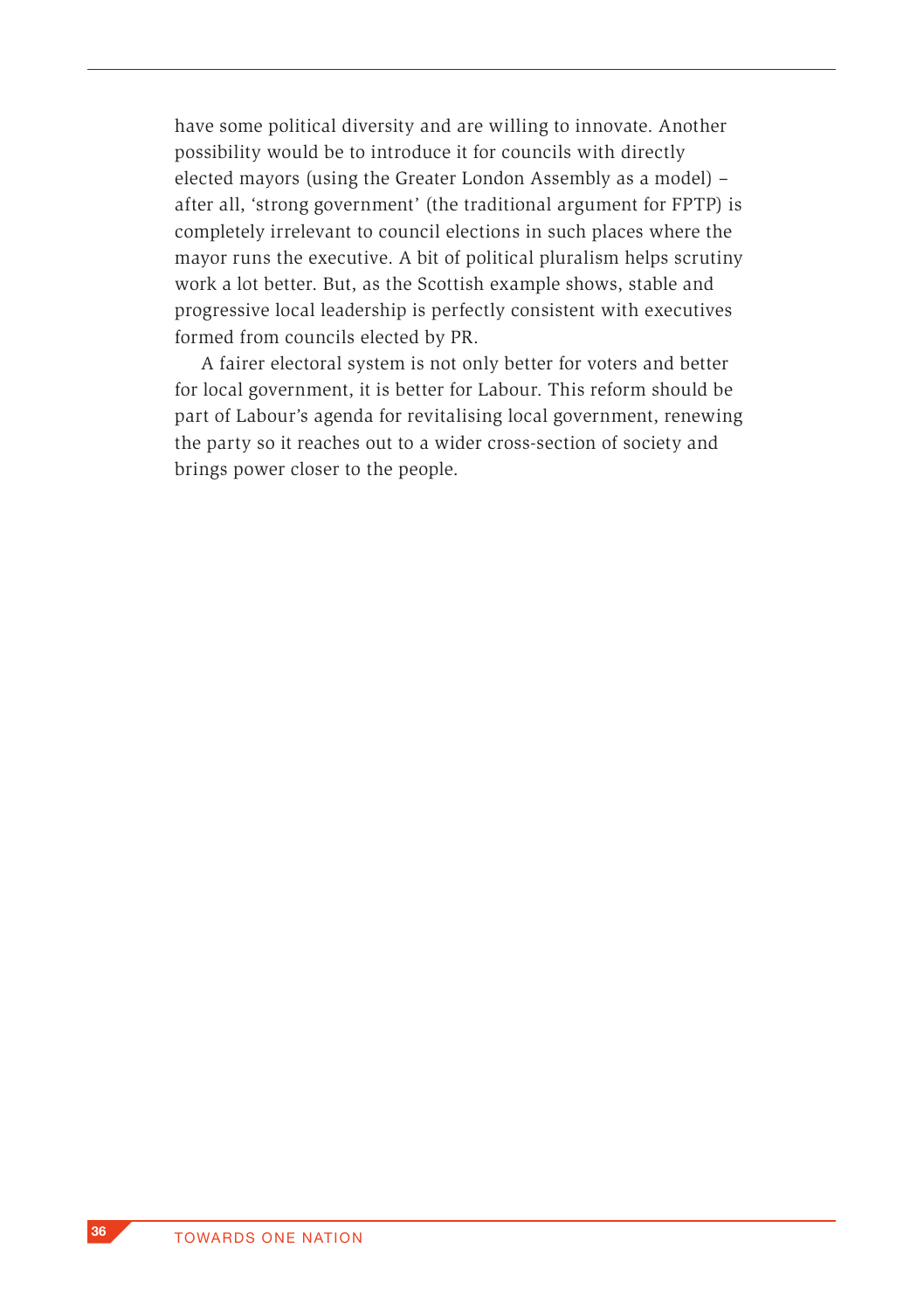have some political diversity and are willing to innovate. Another possibility would be to introduce it for councils with directly elected mayors (using the Greater London Assembly as a model) – after all, 'strong government' (the traditional argument for FPTP) is completely irrelevant to council elections in such places where the mayor runs the executive. A bit of political pluralism helps scrutiny work a lot better. But, as the Scottish example shows, stable and progressive local leadership is perfectly consistent with executives formed from councils elected by PR.

A fairer electoral system is not only better for voters and better for local government, it is better for Labour. This reform should be part of Labour's agenda for revitalising local government, renewing the party so it reaches out to a wider cross-section of society and brings power closer to the people.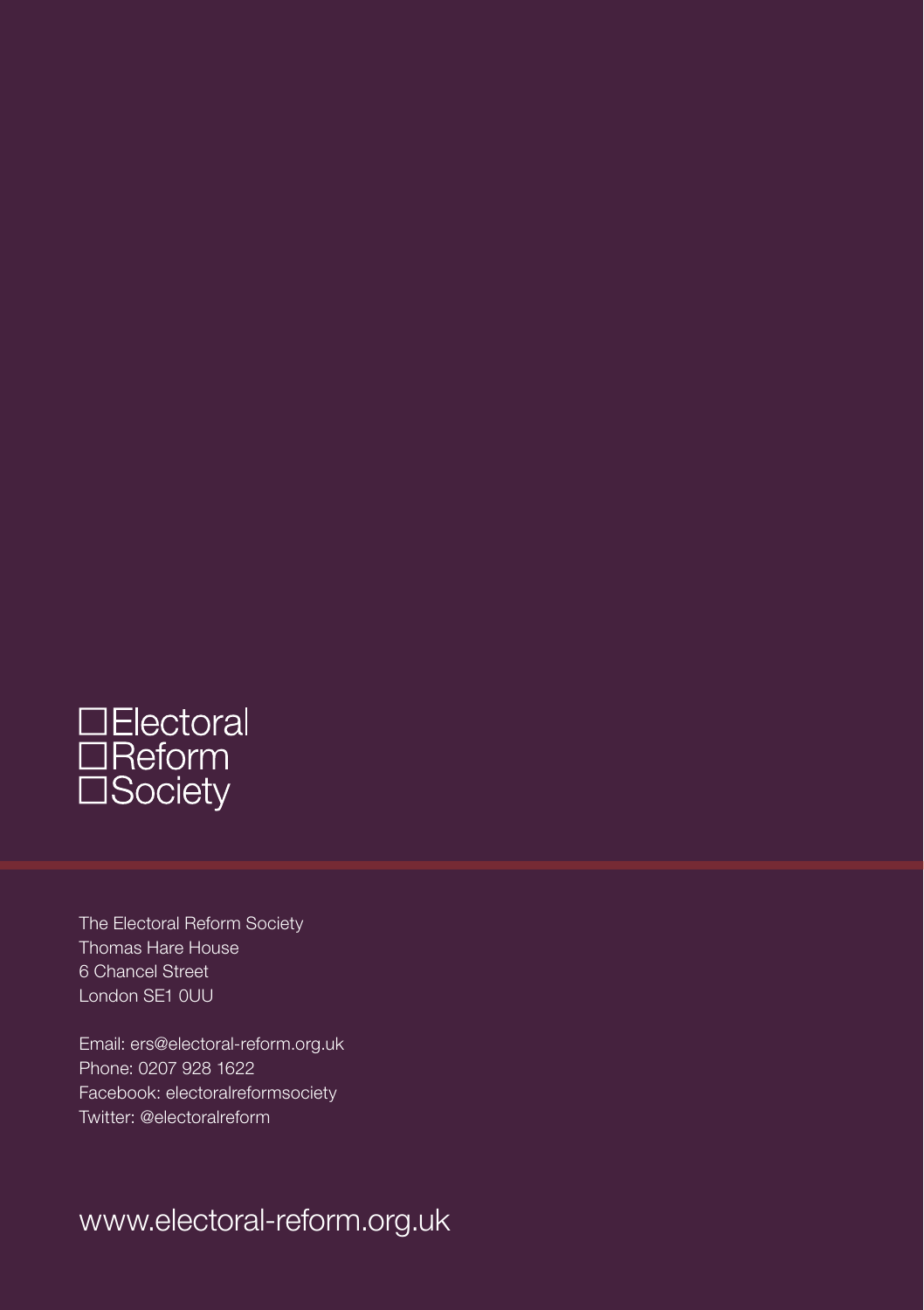Electoral
Reform
Society

The Electoral Reform Society
Thomas Hare House
6 Chancel Street
London SE1 0UU

Email: ers@electoral-reform.org.uk
Phone: 0207 928 1622
Facebook: electoralreformsociety
Twitter: @electoralreform

www.electoral-reform.org.uk